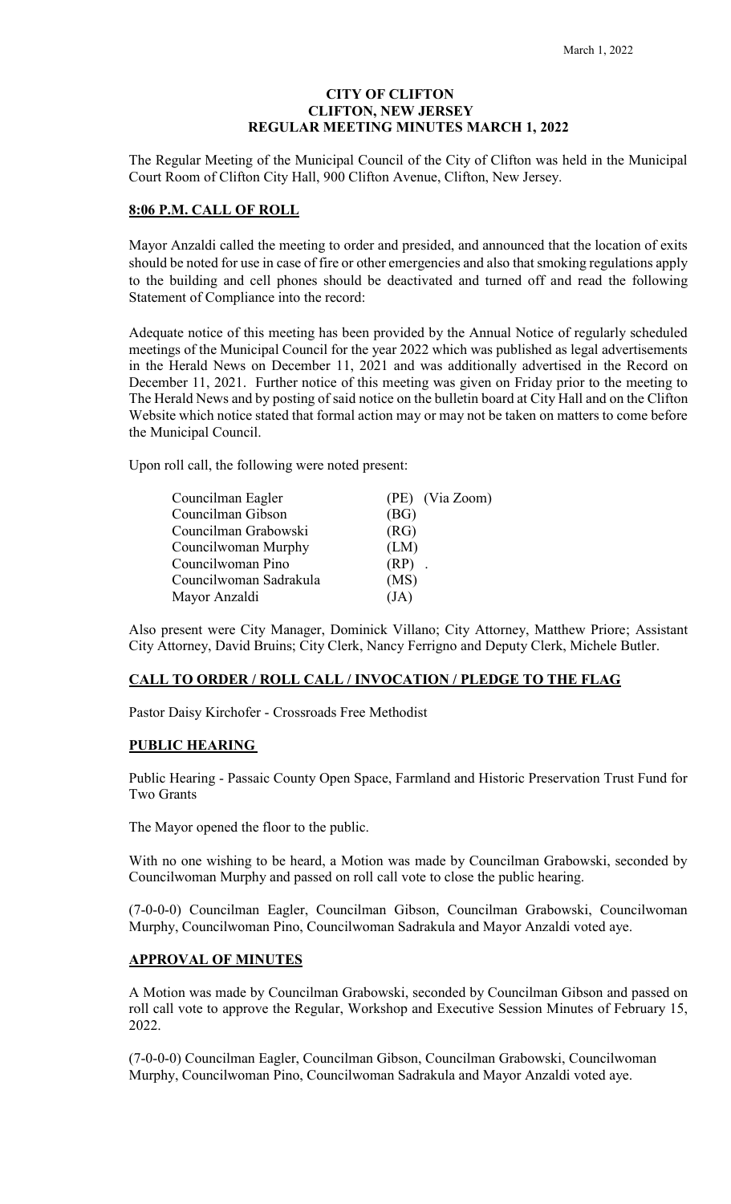**CITY OF CLIFTON**
**CLIFTON, NEW JERSEY**
**REGULAR MEETING MINUTES MARCH 1, 2022**

The Regular Meeting of the Municipal Council of the City of Clifton was held in the Municipal Court Room of Clifton City Hall, 900 Clifton Avenue, Clifton, New Jersey.

## 8:06 P.M. CALL OF ROLL

Mayor Anzaldi called the meeting to order and presided, and announced that the location of exits should be noted for use in case of fire or other emergencies and also that smoking regulations apply to the building and cell phones should be deactivated and turned off and read the following Statement of Compliance into the record:

Adequate notice of this meeting has been provided by the Annual Notice of regularly scheduled meetings of the Municipal Council for the year 2022 which was published as legal advertisements in the Herald News on December 11, 2021 and was additionally advertised in the Record on December 11, 2021. Further notice of this meeting was given on Friday prior to the meeting to The Herald News and by posting of said notice on the bulletin board at City Hall and on the Clifton Website which notice stated that formal action may or may not be taken on matters to come before the Municipal Council.

Upon roll call, the following were noted present:

| | |
|---|---|
| Councilman Eagler | (PE) (Via Zoom) |
| Councilman Gibson | (BG) |
| Councilman Grabowski | (RG) |
| Councilwoman Murphy | (LM) |
| Councilwoman Pino | (RP) . |
| Councilwoman Sadrakula | (MS) |
| Mayor Anzaldi | (JA) |

Also present were City Manager, Dominick Villano; City Attorney, Matthew Priore; Assistant City Attorney, David Bruins; City Clerk, Nancy Ferrigno and Deputy Clerk, Michele Butler.

## CALL TO ORDER / ROLL CALL / INVOCATION / PLEDGE TO THE FLAG

Pastor Daisy Kirchofer - Crossroads Free Methodist

## PUBLIC HEARING

Public Hearing - Passaic County Open Space, Farmland and Historic Preservation Trust Fund for Two Grants

The Mayor opened the floor to the public.

With no one wishing to be heard, a Motion was made by Councilman Grabowski, seconded by Councilwoman Murphy and passed on roll call vote to close the public hearing.

(7-0-0-0) Councilman Eagler, Councilman Gibson, Councilman Grabowski, Councilwoman Murphy, Councilwoman Pino, Councilwoman Sadrakula and Mayor Anzaldi voted aye.

## APPROVAL OF MINUTES

A Motion was made by Councilman Grabowski, seconded by Councilman Gibson and passed on roll call vote to approve the Regular, Workshop and Executive Session Minutes of February 15, 2022.

(7-0-0-0) Councilman Eagler, Councilman Gibson, Councilman Grabowski, Councilwoman Murphy, Councilwoman Pino, Councilwoman Sadrakula and Mayor Anzaldi voted aye.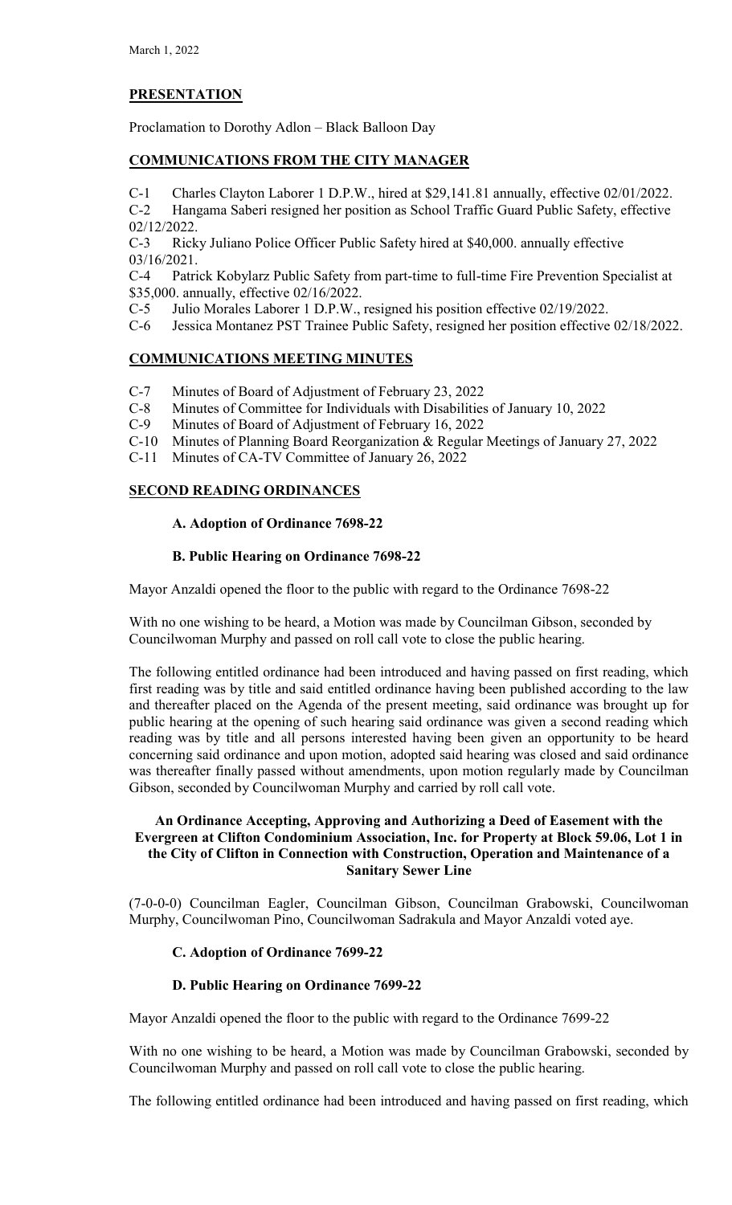## PRESENTATION

Proclamation to Dorothy Adlon – Black Balloon Day

## COMMUNICATIONS FROM THE CITY MANAGER

C-1 Charles Clayton Laborer 1 D.P.W., hired at $29,141.81 annually, effective 02/01/2022.

C-2 Hangama Saberi resigned her position as School Traffic Guard Public Safety, effective 02/12/2022.

C-3 Ricky Juliano Police Officer Public Safety hired at $40,000. annually effective 03/16/2021.

C-4 Patrick Kobylarz Public Safety from part-time to full-time Fire Prevention Specialist at $35,000. annually, effective 02/16/2022.

C-5 Julio Morales Laborer 1 D.P.W., resigned his position effective 02/19/2022.

C-6 Jessica Montanez PST Trainee Public Safety, resigned her position effective 02/18/2022.

## COMMUNICATIONS MEETING MINUTES

C-7 Minutes of Board of Adjustment of February 23, 2022

C-8 Minutes of Committee for Individuals with Disabilities of January 10, 2022

C-9 Minutes of Board of Adjustment of February 16, 2022

C-10 Minutes of Planning Board Reorganization & Regular Meetings of January 27, 2022

C-11 Minutes of CA-TV Committee of January 26, 2022

## SECOND READING ORDINANCES

**A. Adoption of Ordinance 7698-22**

**B. Public Hearing on Ordinance 7698-22**

Mayor Anzaldi opened the floor to the public with regard to the Ordinance 7698-22

With no one wishing to be heard, a Motion was made by Councilman Gibson, seconded by Councilwoman Murphy and passed on roll call vote to close the public hearing.

The following entitled ordinance had been introduced and having passed on first reading, which first reading was by title and said entitled ordinance having been published according to the law and thereafter placed on the Agenda of the present meeting, said ordinance was brought up for public hearing at the opening of such hearing said ordinance was given a second reading which reading was by title and all persons interested having been given an opportunity to be heard concerning said ordinance and upon motion, adopted said hearing was closed and said ordinance was thereafter finally passed without amendments, upon motion regularly made by Councilman Gibson, seconded by Councilwoman Murphy and carried by roll call vote.

**An Ordinance Accepting, Approving and Authorizing a Deed of Easement with the Evergreen at Clifton Condominium Association, Inc. for Property at Block 59.06, Lot 1 in the City of Clifton in Connection with Construction, Operation and Maintenance of a Sanitary Sewer Line**

(7-0-0-0) Councilman Eagler, Councilman Gibson, Councilman Grabowski, Councilwoman Murphy, Councilwoman Pino, Councilwoman Sadrakula and Mayor Anzaldi voted aye.

**C. Adoption of Ordinance 7699-22**

**D. Public Hearing on Ordinance 7699-22**

Mayor Anzaldi opened the floor to the public with regard to the Ordinance 7699-22

With no one wishing to be heard, a Motion was made by Councilman Grabowski, seconded by Councilwoman Murphy and passed on roll call vote to close the public hearing.

The following entitled ordinance had been introduced and having passed on first reading, which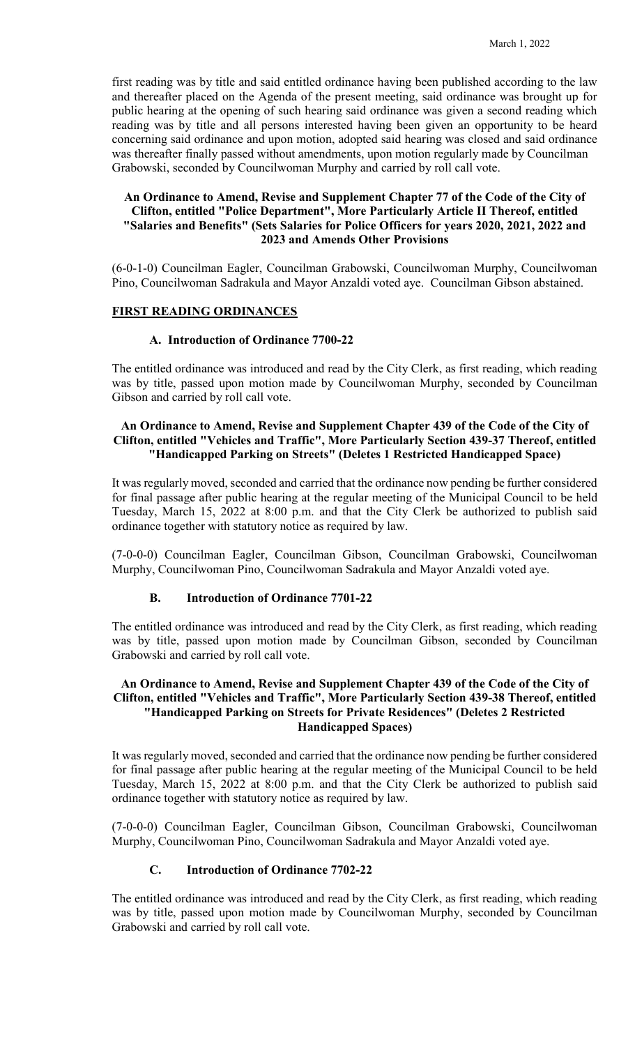first reading was by title and said entitled ordinance having been published according to the law and thereafter placed on the Agenda of the present meeting, said ordinance was brought up for public hearing at the opening of such hearing said ordinance was given a second reading which reading was by title and all persons interested having been given an opportunity to be heard concerning said ordinance and upon motion, adopted said hearing was closed and said ordinance was thereafter finally passed without amendments, upon motion regularly made by Councilman Grabowski, seconded by Councilwoman Murphy and carried by roll call vote.

**An Ordinance to Amend, Revise and Supplement Chapter 77 of the Code of the City of Clifton, entitled "Police Department", More Particularly Article II Thereof, entitled "Salaries and Benefits" (Sets Salaries for Police Officers for years 2020, 2021, 2022 and 2023 and Amends Other Provisions**

(6-0-1-0) Councilman Eagler, Councilman Grabowski, Councilwoman Murphy, Councilwoman Pino, Councilwoman Sadrakula and Mayor Anzaldi voted aye. Councilman Gibson abstained.

## FIRST READING ORDINANCES

### A. Introduction of Ordinance 7700-22

The entitled ordinance was introduced and read by the City Clerk, as first reading, which reading was by title, passed upon motion made by Councilwoman Murphy, seconded by Councilman Gibson and carried by roll call vote.

**An Ordinance to Amend, Revise and Supplement Chapter 439 of the Code of the City of Clifton, entitled "Vehicles and Traffic", More Particularly Section 439-37 Thereof, entitled "Handicapped Parking on Streets" (Deletes 1 Restricted Handicapped Space)**

It was regularly moved, seconded and carried that the ordinance now pending be further considered for final passage after public hearing at the regular meeting of the Municipal Council to be held Tuesday, March 15, 2022 at 8:00 p.m. and that the City Clerk be authorized to publish said ordinance together with statutory notice as required by law.

(7-0-0-0) Councilman Eagler, Councilman Gibson, Councilman Grabowski, Councilwoman Murphy, Councilwoman Pino, Councilwoman Sadrakula and Mayor Anzaldi voted aye.

### B. Introduction of Ordinance 7701-22

The entitled ordinance was introduced and read by the City Clerk, as first reading, which reading was by title, passed upon motion made by Councilman Gibson, seconded by Councilman Grabowski and carried by roll call vote.

**An Ordinance to Amend, Revise and Supplement Chapter 439 of the Code of the City of Clifton, entitled "Vehicles and Traffic", More Particularly Section 439-38 Thereof, entitled "Handicapped Parking on Streets for Private Residences" (Deletes 2 Restricted Handicapped Spaces)**

It was regularly moved, seconded and carried that the ordinance now pending be further considered for final passage after public hearing at the regular meeting of the Municipal Council to be held Tuesday, March 15, 2022 at 8:00 p.m. and that the City Clerk be authorized to publish said ordinance together with statutory notice as required by law.

(7-0-0-0) Councilman Eagler, Councilman Gibson, Councilman Grabowski, Councilwoman Murphy, Councilwoman Pino, Councilwoman Sadrakula and Mayor Anzaldi voted aye.

### C. Introduction of Ordinance 7702-22

The entitled ordinance was introduced and read by the City Clerk, as first reading, which reading was by title, passed upon motion made by Councilwoman Murphy, seconded by Councilman Grabowski and carried by roll call vote.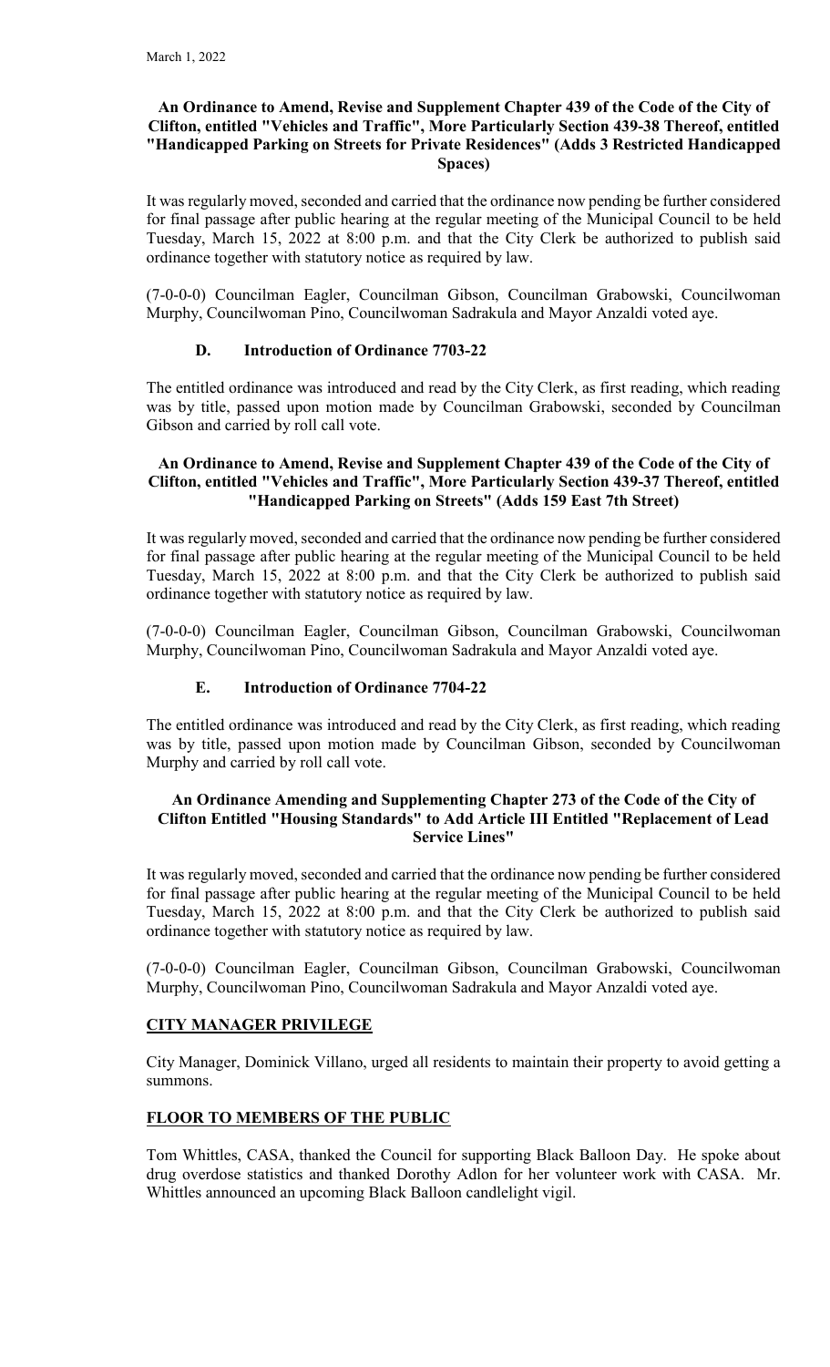**An Ordinance to Amend, Revise and Supplement Chapter 439 of the Code of the City of Clifton, entitled "Vehicles and Traffic", More Particularly Section 439-38 Thereof, entitled "Handicapped Parking on Streets for Private Residences" (Adds 3 Restricted Handicapped Spaces)**

It was regularly moved, seconded and carried that the ordinance now pending be further considered for final passage after public hearing at the regular meeting of the Municipal Council to be held Tuesday, March 15, 2022 at 8:00 p.m. and that the City Clerk be authorized to publish said ordinance together with statutory notice as required by law.

(7-0-0-0) Councilman Eagler, Councilman Gibson, Councilman Grabowski, Councilwoman Murphy, Councilwoman Pino, Councilwoman Sadrakula and Mayor Anzaldi voted aye.

### D. Introduction of Ordinance 7703-22

The entitled ordinance was introduced and read by the City Clerk, as first reading, which reading was by title, passed upon motion made by Councilman Grabowski, seconded by Councilman Gibson and carried by roll call vote.

**An Ordinance to Amend, Revise and Supplement Chapter 439 of the Code of the City of Clifton, entitled "Vehicles and Traffic", More Particularly Section 439-37 Thereof, entitled "Handicapped Parking on Streets" (Adds 159 East 7th Street)**

It was regularly moved, seconded and carried that the ordinance now pending be further considered for final passage after public hearing at the regular meeting of the Municipal Council to be held Tuesday, March 15, 2022 at 8:00 p.m. and that the City Clerk be authorized to publish said ordinance together with statutory notice as required by law.

(7-0-0-0) Councilman Eagler, Councilman Gibson, Councilman Grabowski, Councilwoman Murphy, Councilwoman Pino, Councilwoman Sadrakula and Mayor Anzaldi voted aye.

### E. Introduction of Ordinance 7704-22

The entitled ordinance was introduced and read by the City Clerk, as first reading, which reading was by title, passed upon motion made by Councilman Gibson, seconded by Councilwoman Murphy and carried by roll call vote.

**An Ordinance Amending and Supplementing Chapter 273 of the Code of the City of Clifton Entitled "Housing Standards" to Add Article III Entitled "Replacement of Lead Service Lines"**

It was regularly moved, seconded and carried that the ordinance now pending be further considered for final passage after public hearing at the regular meeting of the Municipal Council to be held Tuesday, March 15, 2022 at 8:00 p.m. and that the City Clerk be authorized to publish said ordinance together with statutory notice as required by law.

(7-0-0-0) Councilman Eagler, Councilman Gibson, Councilman Grabowski, Councilwoman Murphy, Councilwoman Pino, Councilwoman Sadrakula and Mayor Anzaldi voted aye.

## CITY MANAGER PRIVILEGE

City Manager, Dominick Villano, urged all residents to maintain their property to avoid getting a summons.

## FLOOR TO MEMBERS OF THE PUBLIC

Tom Whittles, CASA, thanked the Council for supporting Black Balloon Day. He spoke about drug overdose statistics and thanked Dorothy Adlon for her volunteer work with CASA. Mr. Whittles announced an upcoming Black Balloon candlelight vigil.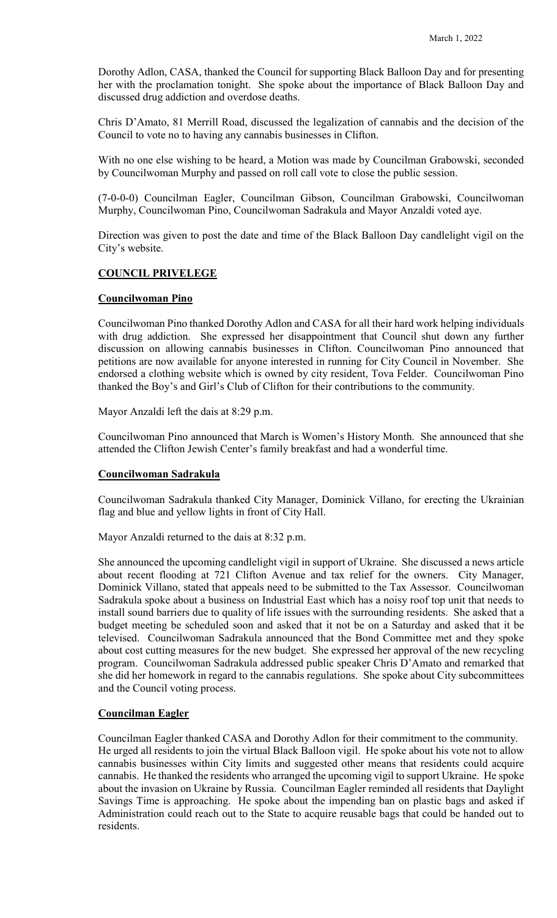Dorothy Adlon, CASA, thanked the Council for supporting Black Balloon Day and for presenting her with the proclamation tonight. She spoke about the importance of Black Balloon Day and discussed drug addiction and overdose deaths.

Chris D'Amato, 81 Merrill Road, discussed the legalization of cannabis and the decision of the Council to vote no to having any cannabis businesses in Clifton.

With no one else wishing to be heard, a Motion was made by Councilman Grabowski, seconded by Councilwoman Murphy and passed on roll call vote to close the public session.

(7-0-0-0) Councilman Eagler, Councilman Gibson, Councilman Grabowski, Councilwoman Murphy, Councilwoman Pino, Councilwoman Sadrakula and Mayor Anzaldi voted aye.

Direction was given to post the date and time of the Black Balloon Day candlelight vigil on the City's website.

## COUNCIL PRIVELEGE

### Councilwoman Pino

Councilwoman Pino thanked Dorothy Adlon and CASA for all their hard work helping individuals with drug addiction. She expressed her disappointment that Council shut down any further discussion on allowing cannabis businesses in Clifton. Councilwoman Pino announced that petitions are now available for anyone interested in running for City Council in November. She endorsed a clothing website which is owned by city resident, Tova Felder. Councilwoman Pino thanked the Boy's and Girl's Club of Clifton for their contributions to the community.

Mayor Anzaldi left the dais at 8:29 p.m.

Councilwoman Pino announced that March is Women's History Month. She announced that she attended the Clifton Jewish Center's family breakfast and had a wonderful time.

### Councilwoman Sadrakula

Councilwoman Sadrakula thanked City Manager, Dominick Villano, for erecting the Ukrainian flag and blue and yellow lights in front of City Hall.

Mayor Anzaldi returned to the dais at 8:32 p.m.

She announced the upcoming candlelight vigil in support of Ukraine. She discussed a news article about recent flooding at 721 Clifton Avenue and tax relief for the owners. City Manager, Dominick Villano, stated that appeals need to be submitted to the Tax Assessor. Councilwoman Sadrakula spoke about a business on Industrial East which has a noisy roof top unit that needs to install sound barriers due to quality of life issues with the surrounding residents. She asked that a budget meeting be scheduled soon and asked that it not be on a Saturday and asked that it be televised. Councilwoman Sadrakula announced that the Bond Committee met and they spoke about cost cutting measures for the new budget. She expressed her approval of the new recycling program. Councilwoman Sadrakula addressed public speaker Chris D'Amato and remarked that she did her homework in regard to the cannabis regulations. She spoke about City subcommittees and the Council voting process.

### Councilman Eagler

Councilman Eagler thanked CASA and Dorothy Adlon for their commitment to the community. He urged all residents to join the virtual Black Balloon vigil. He spoke about his vote not to allow cannabis businesses within City limits and suggested other means that residents could acquire cannabis. He thanked the residents who arranged the upcoming vigil to support Ukraine. He spoke about the invasion on Ukraine by Russia. Councilman Eagler reminded all residents that Daylight Savings Time is approaching. He spoke about the impending ban on plastic bags and asked if Administration could reach out to the State to acquire reusable bags that could be handed out to residents.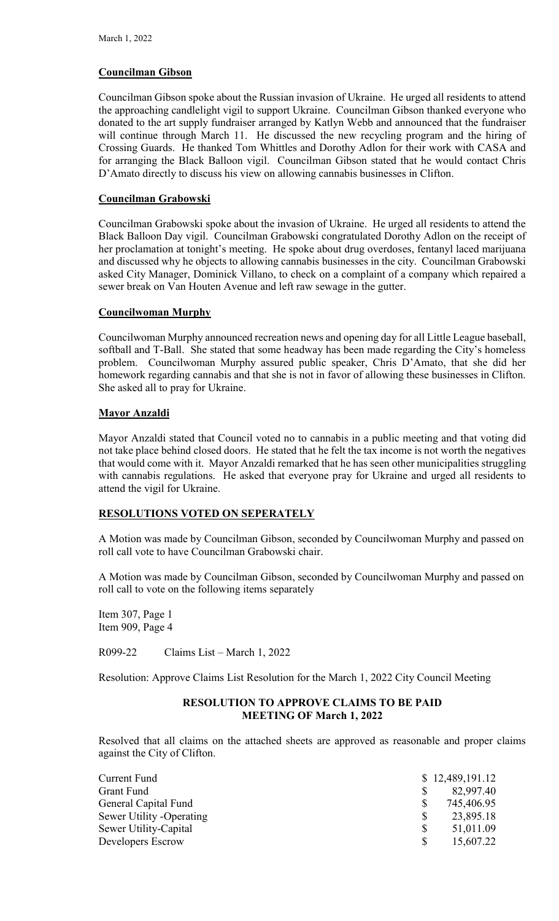**Councilman Gibson**

Councilman Gibson spoke about the Russian invasion of Ukraine. He urged all residents to attend the approaching candlelight vigil to support Ukraine. Councilman Gibson thanked everyone who donated to the art supply fundraiser arranged by Katlyn Webb and announced that the fundraiser will continue through March 11. He discussed the new recycling program and the hiring of Crossing Guards. He thanked Tom Whittles and Dorothy Adlon for their work with CASA and for arranging the Black Balloon vigil. Councilman Gibson stated that he would contact Chris D'Amato directly to discuss his view on allowing cannabis businesses in Clifton.

**Councilman Grabowski**

Councilman Grabowski spoke about the invasion of Ukraine. He urged all residents to attend the Black Balloon Day vigil. Councilman Grabowski congratulated Dorothy Adlon on the receipt of her proclamation at tonight's meeting. He spoke about drug overdoses, fentanyl laced marijuana and discussed why he objects to allowing cannabis businesses in the city. Councilman Grabowski asked City Manager, Dominick Villano, to check on a complaint of a company which repaired a sewer break on Van Houten Avenue and left raw sewage in the gutter.

**Councilwoman Murphy**

Councilwoman Murphy announced recreation news and opening day for all Little League baseball, softball and T-Ball. She stated that some headway has been made regarding the City's homeless problem. Councilwoman Murphy assured public speaker, Chris D'Amato, that she did her homework regarding cannabis and that she is not in favor of allowing these businesses in Clifton. She asked all to pray for Ukraine.

**Mayor Anzaldi**

Mayor Anzaldi stated that Council voted no to cannabis in a public meeting and that voting did not take place behind closed doors. He stated that he felt the tax income is not worth the negatives that would come with it. Mayor Anzaldi remarked that he has seen other municipalities struggling with cannabis regulations. He asked that everyone pray for Ukraine and urged all residents to attend the vigil for Ukraine.

**RESOLUTIONS VOTED ON SEPERATELY**

A Motion was made by Councilman Gibson, seconded by Councilwoman Murphy and passed on roll call vote to have Councilman Grabowski chair.

A Motion was made by Councilman Gibson, seconded by Councilwoman Murphy and passed on roll call to vote on the following items separately

Item 307, Page 1
Item 909, Page 4

R099-22 Claims List – March 1, 2022

Resolution: Approve Claims List Resolution for the March 1, 2022 City Council Meeting

**RESOLUTION TO APPROVE CLAIMS TO BE PAID MEETING OF March 1, 2022**

Resolved that all claims on the attached sheets are approved as reasonable and proper claims against the City of Clifton.

| | |
|---|---|
| Current Fund | $ 12,489,191.12 |
| Grant Fund | $ 82,997.40 |
| General Capital Fund | $ 745,406.95 |
| Sewer Utility -Operating | $ 23,895.18 |
| Sewer Utility-Capital | $ 51,011.09 |
| Developers Escrow | $ 15,607.22 |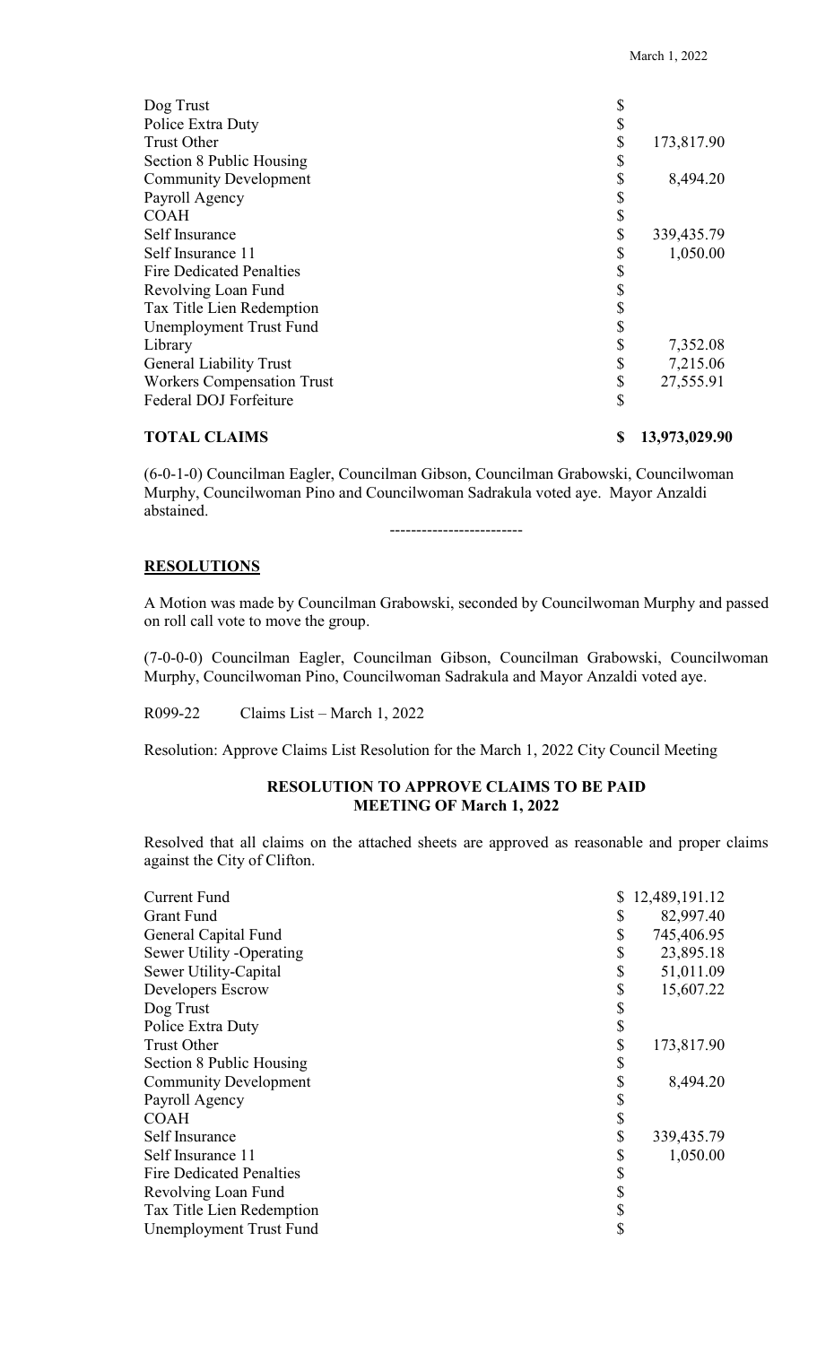| | | |
|---|---|---|
| Dog Trust | $ | |
| Police Extra Duty | $ | |
| Trust Other | $ | 173,817.90 |
| Section 8 Public Housing | $ | |
| Community Development | $ | 8,494.20 |
| Payroll Agency | $ | |
| COAH | $ | |
| Self Insurance | $ | 339,435.79 |
| Self Insurance 11 | $ | 1,050.00 |
| Fire Dedicated Penalties | $ | |
| Revolving Loan Fund | $ | |
| Tax Title Lien Redemption | $ | |
| Unemployment Trust Fund | $ | |
| Library | $ | 7,352.08 |
| General Liability Trust | $ | 7,215.06 |
| Workers Compensation Trust | $ | 27,555.91 |
| Federal DOJ Forfeiture | $ | |
| **TOTAL CLAIMS** | **$** | **13,973,029.90** |

(6-0-1-0) Councilman Eagler, Councilman Gibson, Councilman Grabowski, Councilwoman Murphy, Councilwoman Pino and Councilwoman Sadrakula voted aye. Mayor Anzaldi abstained.

-------------------------

## RESOLUTIONS

A Motion was made by Councilman Grabowski, seconded by Councilwoman Murphy and passed on roll call vote to move the group.

(7-0-0-0) Councilman Eagler, Councilman Gibson, Councilman Grabowski, Councilwoman Murphy, Councilwoman Pino, Councilwoman Sadrakula and Mayor Anzaldi voted aye.

R099-22 Claims List – March 1, 2022

Resolution: Approve Claims List Resolution for the March 1, 2022 City Council Meeting

**RESOLUTION TO APPROVE CLAIMS TO BE PAID**
**MEETING OF March 1, 2022**

Resolved that all claims on the attached sheets are approved as reasonable and proper claims against the City of Clifton.

| | | |
|---|---|---|
| Current Fund | $ | 12,489,191.12 |
| Grant Fund | $ | 82,997.40 |
| General Capital Fund | $ | 745,406.95 |
| Sewer Utility -Operating | $ | 23,895.18 |
| Sewer Utility-Capital | $ | 51,011.09 |
| Developers Escrow | $ | 15,607.22 |
| Dog Trust | $ | |
| Police Extra Duty | $ | |
| Trust Other | $ | 173,817.90 |
| Section 8 Public Housing | $ | |
| Community Development | $ | 8,494.20 |
| Payroll Agency | $ | |
| COAH | $ | |
| Self Insurance | $ | 339,435.79 |
| Self Insurance 11 | $ | 1,050.00 |
| Fire Dedicated Penalties | $ | |
| Revolving Loan Fund | $ | |
| Tax Title Lien Redemption | $ | |
| Unemployment Trust Fund | $ | |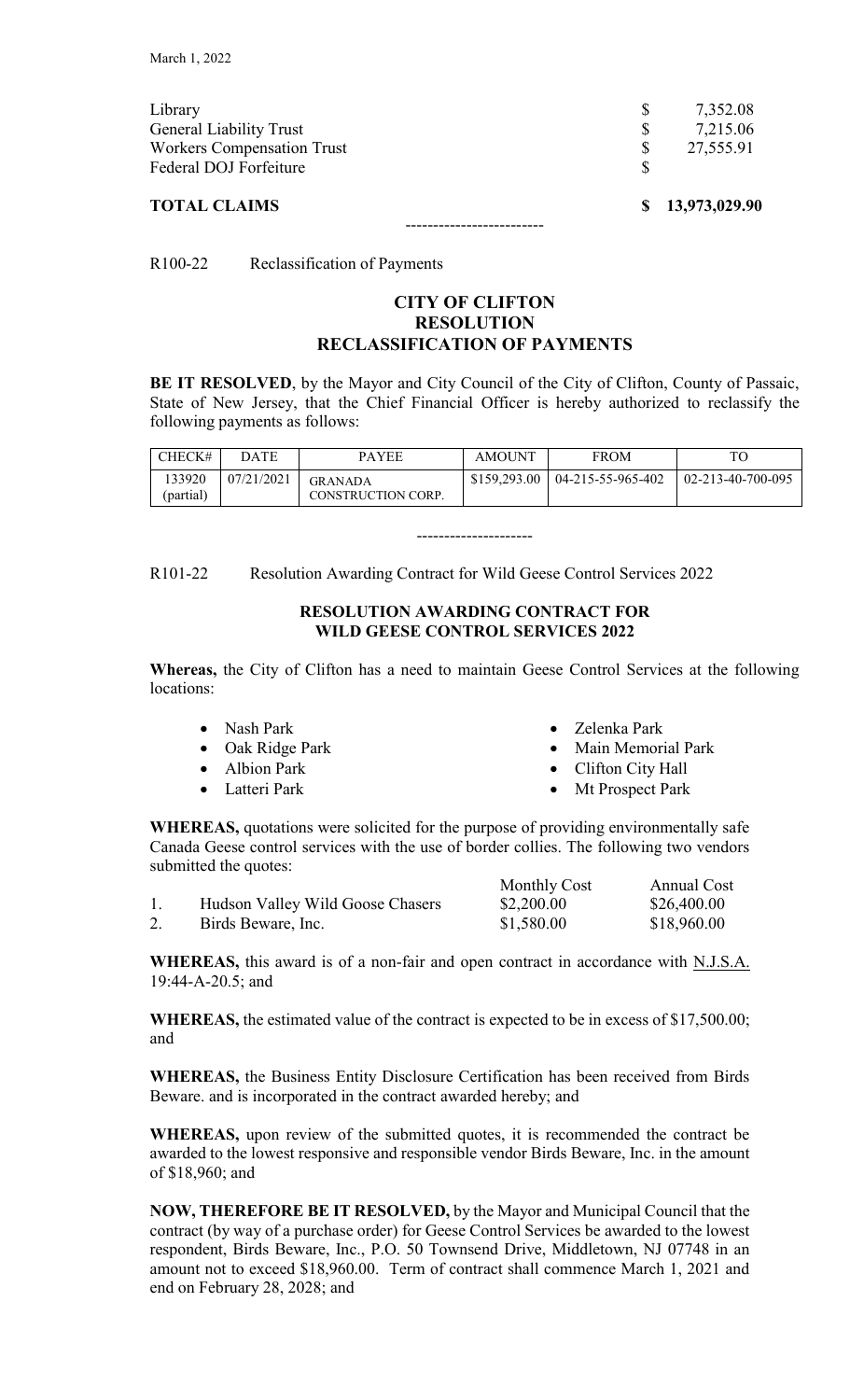| | | |
|---|---|---|
| Library | $ | 7,352.08 |
| General Liability Trust | $ | 7,215.06 |
| Workers Compensation Trust | $ | 27,555.91 |
| Federal DOJ Forfeiture | $ | |
| **TOTAL CLAIMS** | **$** | **13,973,029.90** |

-------------------------

R100-22 Reclassification of Payments

## CITY OF CLIFTON
## RESOLUTION
## RECLASSIFICATION OF PAYMENTS

**BE IT RESOLVED**, by the Mayor and City Council of the City of Clifton, County of Passaic, State of New Jersey, that the Chief Financial Officer is hereby authorized to reclassify the following payments as follows:

| CHECK# | DATE | PAYEE | AMOUNT | FROM | TO |
|---|---|---|---|---|---|
| 133920 (partial) | 07/21/2021 | GRANADA CONSTRUCTION CORP. | $159,293.00 | 04-215-55-965-402 | 02-213-40-700-095 |

---------------------

R101-22 Resolution Awarding Contract for Wild Geese Control Services 2022

## RESOLUTION AWARDING CONTRACT FOR WILD GEESE CONTROL SERVICES 2022

**Whereas,** the City of Clifton has a need to maintain Geese Control Services at the following locations:

- Nash Park
- Oak Ridge Park
- Albion Park
- Latteri Park
- Zelenka Park
- Main Memorial Park
- Clifton City Hall
- Mt Prospect Park

**WHEREAS,** quotations were solicited for the purpose of providing environmentally safe Canada Geese control services with the use of border collies. The following two vendors submitted the quotes:

| | | Monthly Cost | Annual Cost |
|---|---|---|---|
| 1. | Hudson Valley Wild Goose Chasers | $2,200.00 | $26,400.00 |
| 2. | Birds Beware, Inc. | $1,580.00 | $18,960.00 |

**WHEREAS,** this award is of a non-fair and open contract in accordance with N.J.S.A. 19:44-A-20.5; and

**WHEREAS,** the estimated value of the contract is expected to be in excess of $17,500.00; and

**WHEREAS,** the Business Entity Disclosure Certification has been received from Birds Beware. and is incorporated in the contract awarded hereby; and

**WHEREAS,** upon review of the submitted quotes, it is recommended the contract be awarded to the lowest responsive and responsible vendor Birds Beware, Inc. in the amount of $18,960; and

**NOW, THEREFORE BE IT RESOLVED,** by the Mayor and Municipal Council that the contract (by way of a purchase order) for Geese Control Services be awarded to the lowest respondent, Birds Beware, Inc., P.O. 50 Townsend Drive, Middletown, NJ 07748 in an amount not to exceed $18,960.00. Term of contract shall commence March 1, 2021 and end on February 28, 2028; and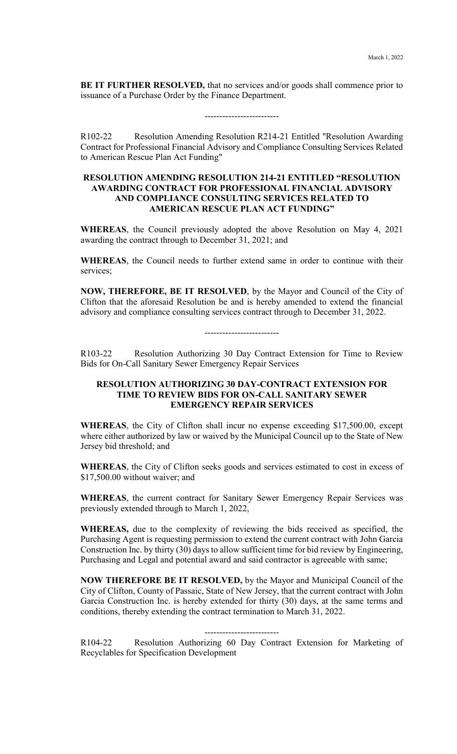**BE IT FURTHER RESOLVED,** that no services and/or goods shall commence prior to issuance of a Purchase Order by the Finance Department.

-------------------------

R102-22 Resolution Amending Resolution R214-21 Entitled "Resolution Awarding Contract for Professional Financial Advisory and Compliance Consulting Services Related to American Rescue Plan Act Funding"

**RESOLUTION AMENDING RESOLUTION 214-21 ENTITLED "RESOLUTION AWARDING CONTRACT FOR PROFESSIONAL FINANCIAL ADVISORY AND COMPLIANCE CONSULTING SERVICES RELATED TO AMERICAN RESCUE PLAN ACT FUNDING"**

**WHEREAS**, the Council previously adopted the above Resolution on May 4, 2021 awarding the contract through to December 31, 2021; and

**WHEREAS**, the Council needs to further extend same in order to continue with their services;

**NOW, THEREFORE, BE IT RESOLVED**, by the Mayor and Council of the City of Clifton that the aforesaid Resolution be and is hereby amended to extend the financial advisory and compliance consulting services contract through to December 31, 2022.

-------------------------

R103-22 Resolution Authorizing 30 Day Contract Extension for Time to Review Bids for On-Call Sanitary Sewer Emergency Repair Services

**RESOLUTION AUTHORIZING 30 DAY-CONTRACT EXTENSION FOR TIME TO REVIEW BIDS FOR ON-CALL SANITARY SEWER EMERGENCY REPAIR SERVICES**

**WHEREAS**, the City of Clifton shall incur no expense exceeding \$17,500.00, except where either authorized by law or waived by the Municipal Council up to the State of New Jersey bid threshold; and

**WHEREAS**, the City of Clifton seeks goods and services estimated to cost in excess of \$17,500.00 without waiver; and

**WHEREAS**, the current contract for Sanitary Sewer Emergency Repair Services was previously extended through to March 1, 2022,

**WHEREAS,** due to the complexity of reviewing the bids received as specified, the Purchasing Agent is requesting permission to extend the current contract with John Garcia Construction Inc. by thirty (30) days to allow sufficient time for bid review by Engineering, Purchasing and Legal and potential award and said contractor is agreeable with same;

**NOW THEREFORE BE IT RESOLVED,** by the Mayor and Municipal Council of the City of Clifton, County of Passaic, State of New Jersey, that the current contract with John Garcia Construction Inc. is hereby extended for thirty (30) days, at the same terms and conditions, thereby extending the contract termination to March 31, 2022.

-------------------------

R104-22 Resolution Authorizing 60 Day Contract Extension for Marketing of Recyclables for Specification Development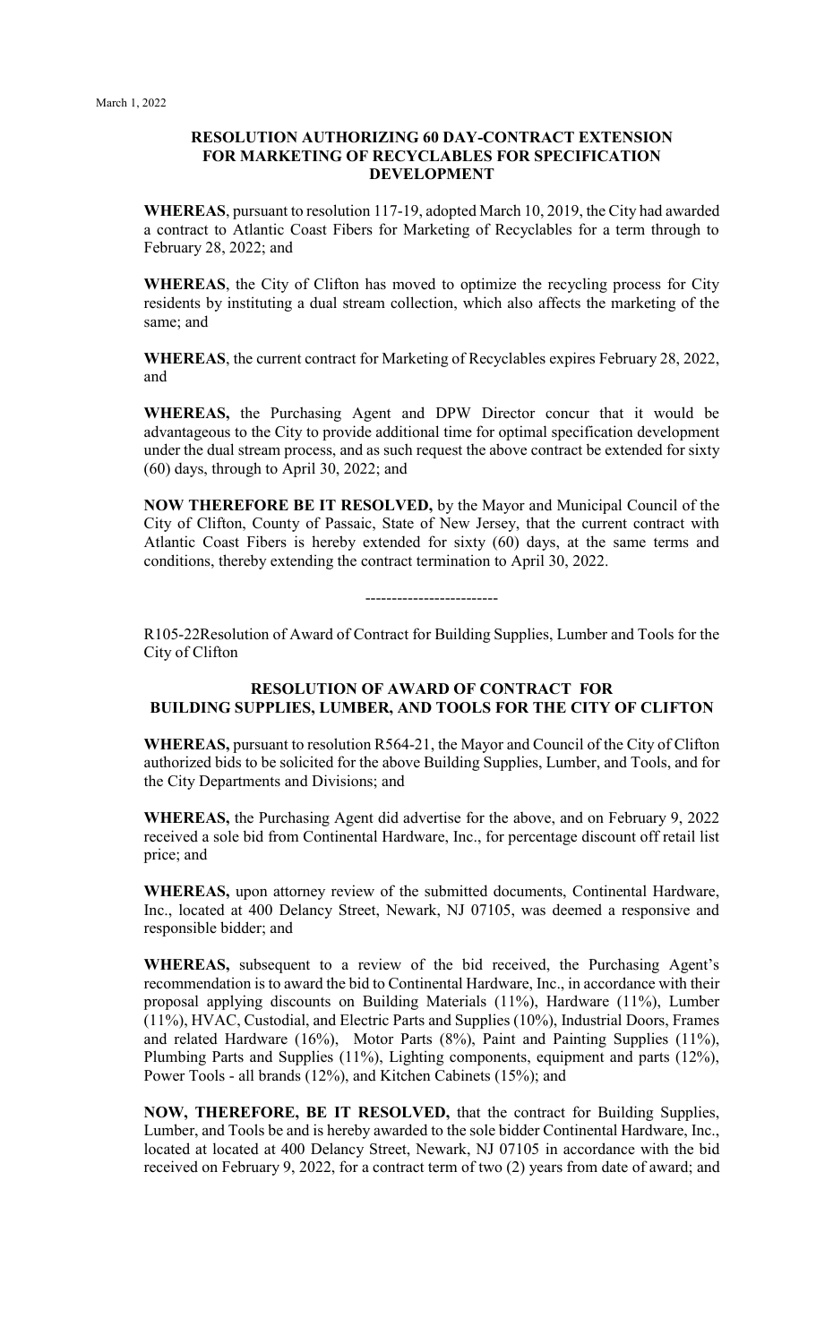March 1, 2022

**RESOLUTION AUTHORIZING 60 DAY-CONTRACT EXTENSION FOR MARKETING OF RECYCLABLES FOR SPECIFICATION DEVELOPMENT**

**WHEREAS**, pursuant to resolution 117-19, adopted March 10, 2019, the City had awarded a contract to Atlantic Coast Fibers for Marketing of Recyclables for a term through to February 28, 2022; and

**WHEREAS**, the City of Clifton has moved to optimize the recycling process for City residents by instituting a dual stream collection, which also affects the marketing of the same; and

**WHEREAS**, the current contract for Marketing of Recyclables expires February 28, 2022, and

**WHEREAS,** the Purchasing Agent and DPW Director concur that it would be advantageous to the City to provide additional time for optimal specification development under the dual stream process, and as such request the above contract be extended for sixty (60) days, through to April 30, 2022; and

**NOW THEREFORE BE IT RESOLVED,** by the Mayor and Municipal Council of the City of Clifton, County of Passaic, State of New Jersey, that the current contract with Atlantic Coast Fibers is hereby extended for sixty (60) days, at the same terms and conditions, thereby extending the contract termination to April 30, 2022.

-------------------------

R105-22Resolution of Award of Contract for Building Supplies, Lumber and Tools for the City of Clifton

**RESOLUTION OF AWARD OF CONTRACT FOR BUILDING SUPPLIES, LUMBER, AND TOOLS FOR THE CITY OF CLIFTON**

**WHEREAS,** pursuant to resolution R564-21, the Mayor and Council of the City of Clifton authorized bids to be solicited for the above Building Supplies, Lumber, and Tools, and for the City Departments and Divisions; and

**WHEREAS,** the Purchasing Agent did advertise for the above, and on February 9, 2022 received a sole bid from Continental Hardware, Inc., for percentage discount off retail list price; and

**WHEREAS,** upon attorney review of the submitted documents, Continental Hardware, Inc., located at 400 Delancy Street, Newark, NJ 07105, was deemed a responsive and responsible bidder; and

**WHEREAS,** subsequent to a review of the bid received, the Purchasing Agent's recommendation is to award the bid to Continental Hardware, Inc., in accordance with their proposal applying discounts on Building Materials (11%), Hardware (11%), Lumber (11%), HVAC, Custodial, and Electric Parts and Supplies (10%), Industrial Doors, Frames and related Hardware (16%), Motor Parts (8%), Paint and Painting Supplies (11%), Plumbing Parts and Supplies (11%), Lighting components, equipment and parts (12%), Power Tools - all brands (12%), and Kitchen Cabinets (15%); and

**NOW, THEREFORE, BE IT RESOLVED,** that the contract for Building Supplies, Lumber, and Tools be and is hereby awarded to the sole bidder Continental Hardware, Inc., located at located at 400 Delancy Street, Newark, NJ 07105 in accordance with the bid received on February 9, 2022, for a contract term of two (2) years from date of award; and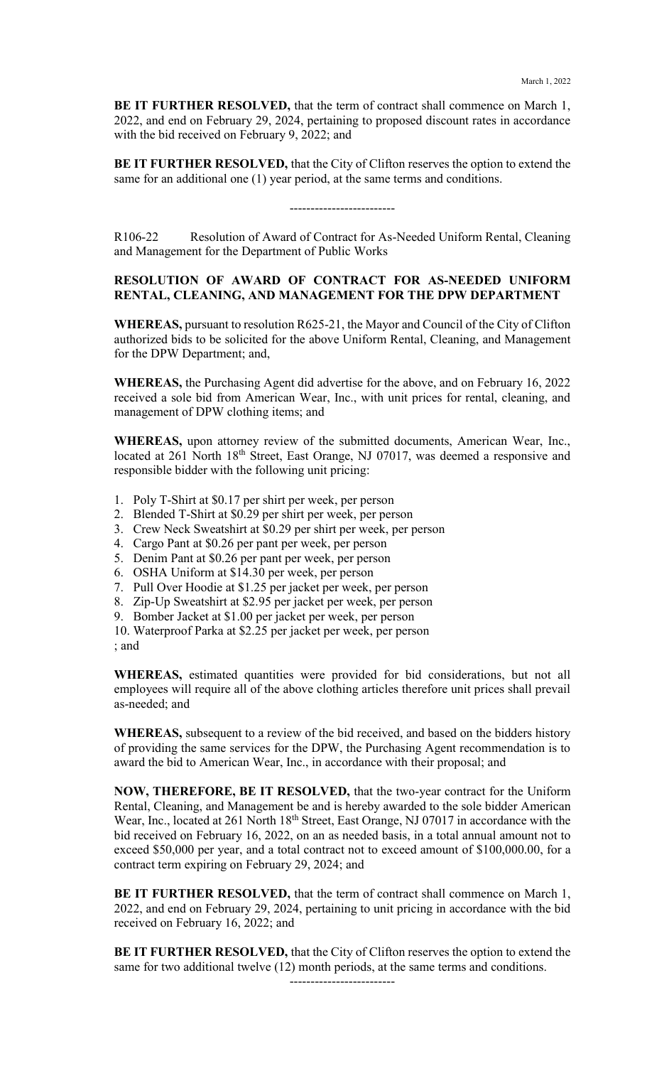**BE IT FURTHER RESOLVED,** that the term of contract shall commence on March 1, 2022, and end on February 29, 2024, pertaining to proposed discount rates in accordance with the bid received on February 9, 2022; and

**BE IT FURTHER RESOLVED,** that the City of Clifton reserves the option to extend the same for an additional one (1) year period, at the same terms and conditions.

-------------------------

R106-22 Resolution of Award of Contract for As-Needed Uniform Rental, Cleaning and Management for the Department of Public Works

**RESOLUTION OF AWARD OF CONTRACT FOR AS-NEEDED UNIFORM RENTAL, CLEANING, AND MANAGEMENT FOR THE DPW DEPARTMENT**

**WHEREAS,** pursuant to resolution R625-21, the Mayor and Council of the City of Clifton authorized bids to be solicited for the above Uniform Rental, Cleaning, and Management for the DPW Department; and,

**WHEREAS,** the Purchasing Agent did advertise for the above, and on February 16, 2022 received a sole bid from American Wear, Inc., with unit prices for rental, cleaning, and management of DPW clothing items; and

**WHEREAS,** upon attorney review of the submitted documents, American Wear, Inc., located at 261 North 18th Street, East Orange, NJ 07017, was deemed a responsive and responsible bidder with the following unit pricing:

1. Poly T-Shirt at $0.17 per shirt per week, per person
2. Blended T-Shirt at $0.29 per shirt per week, per person
3. Crew Neck Sweatshirt at $0.29 per shirt per week, per person
4. Cargo Pant at $0.26 per pant per week, per person
5. Denim Pant at $0.26 per pant per week, per person
6. OSHA Uniform at $14.30 per week, per person
7. Pull Over Hoodie at $1.25 per jacket per week, per person
8. Zip-Up Sweatshirt at $2.95 per jacket per week, per person
9. Bomber Jacket at $1.00 per jacket per week, per person
10. Waterproof Parka at $2.25 per jacket per week, per person

; and

**WHEREAS,** estimated quantities were provided for bid considerations, but not all employees will require all of the above clothing articles therefore unit prices shall prevail as-needed; and

**WHEREAS,** subsequent to a review of the bid received, and based on the bidders history of providing the same services for the DPW, the Purchasing Agent recommendation is to award the bid to American Wear, Inc., in accordance with their proposal; and

**NOW, THEREFORE, BE IT RESOLVED,** that the two-year contract for the Uniform Rental, Cleaning, and Management be and is hereby awarded to the sole bidder American Wear, Inc., located at 261 North 18th Street, East Orange, NJ 07017 in accordance with the bid received on February 16, 2022, on an as needed basis, in a total annual amount not to exceed $50,000 per year, and a total contract not to exceed amount of $100,000.00, for a contract term expiring on February 29, 2024; and

**BE IT FURTHER RESOLVED,** that the term of contract shall commence on March 1, 2022, and end on February 29, 2024, pertaining to unit pricing in accordance with the bid received on February 16, 2022; and

**BE IT FURTHER RESOLVED,** that the City of Clifton reserves the option to extend the same for two additional twelve (12) month periods, at the same terms and conditions.

-------------------------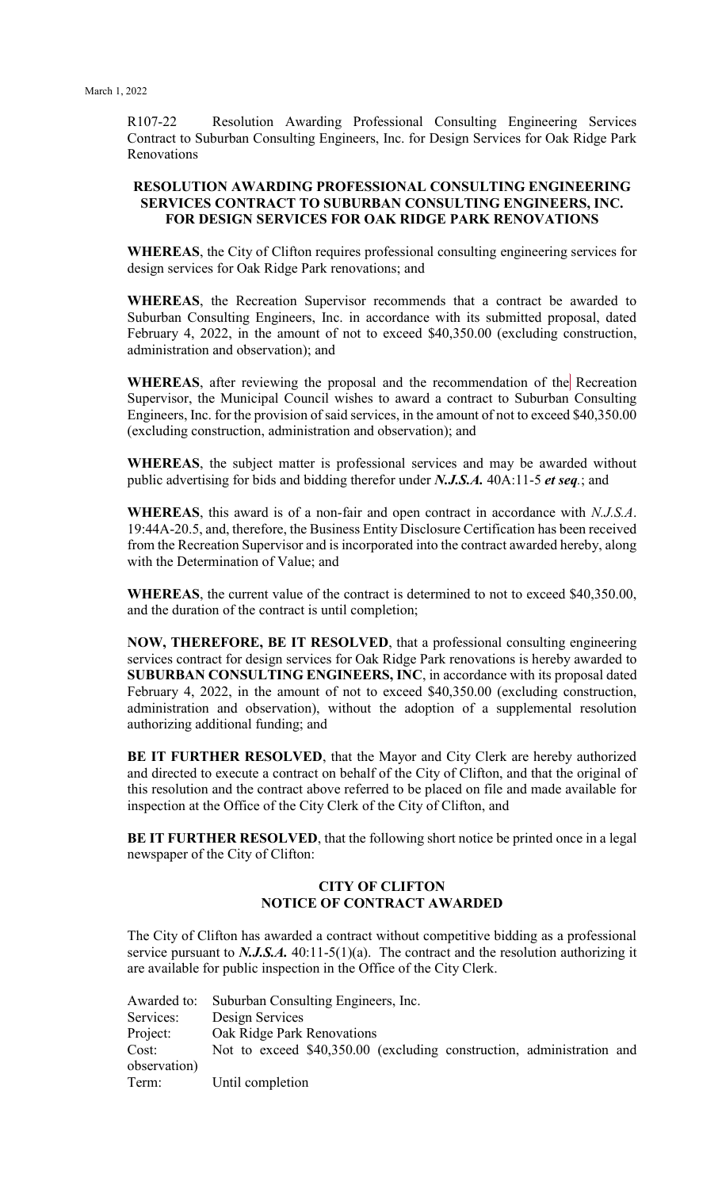March 1, 2022

R107-22 Resolution Awarding Professional Consulting Engineering Services Contract to Suburban Consulting Engineers, Inc. for Design Services for Oak Ridge Park Renovations

**RESOLUTION AWARDING PROFESSIONAL CONSULTING ENGINEERING SERVICES CONTRACT TO SUBURBAN CONSULTING ENGINEERS, INC. FOR DESIGN SERVICES FOR OAK RIDGE PARK RENOVATIONS**

**WHEREAS**, the City of Clifton requires professional consulting engineering services for design services for Oak Ridge Park renovations; and

**WHEREAS**, the Recreation Supervisor recommends that a contract be awarded to Suburban Consulting Engineers, Inc. in accordance with its submitted proposal, dated February 4, 2022, in the amount of not to exceed $40,350.00 (excluding construction, administration and observation); and

**WHEREAS**, after reviewing the proposal and the recommendation of the Recreation Supervisor, the Municipal Council wishes to award a contract to Suburban Consulting Engineers, Inc. for the provision of said services, in the amount of not to exceed $40,350.00 (excluding construction, administration and observation); and

**WHEREAS**, the subject matter is professional services and may be awarded without public advertising for bids and bidding therefor under ***N.J.S.A.*** 40A:11-5 ***et seq.***; and

**WHEREAS**, this award is of a non-fair and open contract in accordance with *N.J.S.A*. 19:44A-20.5, and, therefore, the Business Entity Disclosure Certification has been received from the Recreation Supervisor and is incorporated into the contract awarded hereby, along with the Determination of Value; and

**WHEREAS**, the current value of the contract is determined to not to exceed $40,350.00, and the duration of the contract is until completion;

**NOW, THEREFORE, BE IT RESOLVED**, that a professional consulting engineering services contract for design services for Oak Ridge Park renovations is hereby awarded to **SUBURBAN CONSULTING ENGINEERS, INC**, in accordance with its proposal dated February 4, 2022, in the amount of not to exceed $40,350.00 (excluding construction, administration and observation), without the adoption of a supplemental resolution authorizing additional funding; and

**BE IT FURTHER RESOLVED**, that the Mayor and City Clerk are hereby authorized and directed to execute a contract on behalf of the City of Clifton, and that the original of this resolution and the contract above referred to be placed on file and made available for inspection at the Office of the City Clerk of the City of Clifton, and

**BE IT FURTHER RESOLVED**, that the following short notice be printed once in a legal newspaper of the City of Clifton:

**CITY OF CLIFTON**
**NOTICE OF CONTRACT AWARDED**

The City of Clifton has awarded a contract without competitive bidding as a professional service pursuant to ***N.J.S.A.*** 40:11-5(1)(a). The contract and the resolution authorizing it are available for public inspection in the Office of the City Clerk.

Awarded to: Suburban Consulting Engineers, Inc.
Services: Design Services
Project: Oak Ridge Park Renovations
Cost: Not to exceed $40,350.00 (excluding construction, administration and observation)
Term: Until completion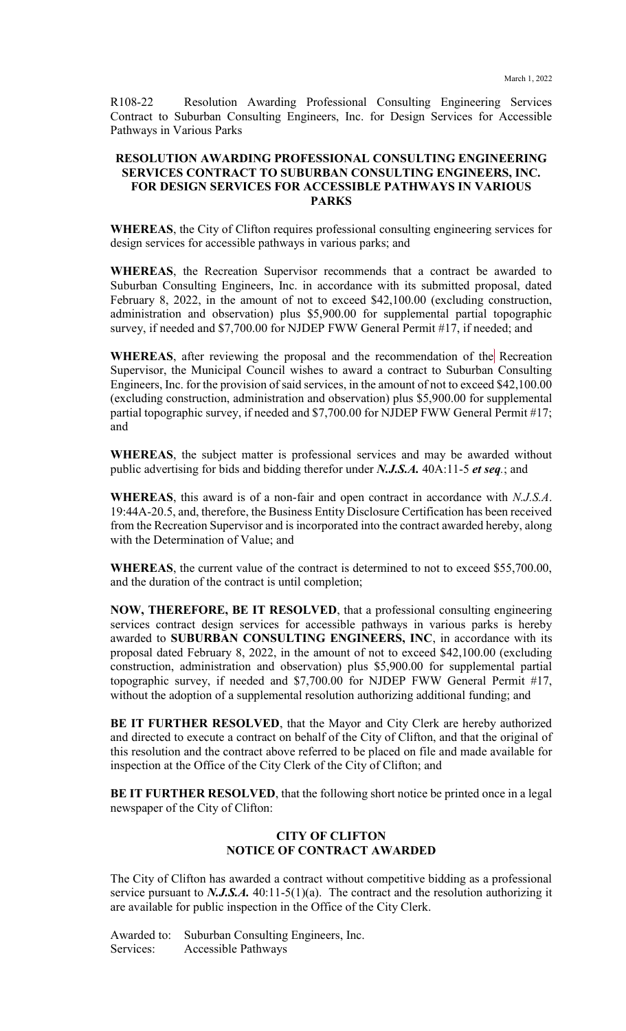R108-22 Resolution Awarding Professional Consulting Engineering Services Contract to Suburban Consulting Engineers, Inc. for Design Services for Accessible Pathways in Various Parks

**RESOLUTION AWARDING PROFESSIONAL CONSULTING ENGINEERING SERVICES CONTRACT TO SUBURBAN CONSULTING ENGINEERS, INC. FOR DESIGN SERVICES FOR ACCESSIBLE PATHWAYS IN VARIOUS PARKS**

**WHEREAS**, the City of Clifton requires professional consulting engineering services for design services for accessible pathways in various parks; and

**WHEREAS**, the Recreation Supervisor recommends that a contract be awarded to Suburban Consulting Engineers, Inc. in accordance with its submitted proposal, dated February 8, 2022, in the amount of not to exceed $42,100.00 (excluding construction, administration and observation) plus $5,900.00 for supplemental partial topographic survey, if needed and $7,700.00 for NJDEP FWW General Permit #17, if needed; and

**WHEREAS**, after reviewing the proposal and the recommendation of the Recreation Supervisor, the Municipal Council wishes to award a contract to Suburban Consulting Engineers, Inc. for the provision of said services, in the amount of not to exceed $42,100.00 (excluding construction, administration and observation) plus $5,900.00 for supplemental partial topographic survey, if needed and $7,700.00 for NJDEP FWW General Permit #17; and

**WHEREAS**, the subject matter is professional services and may be awarded without public advertising for bids and bidding therefor under ***N.J.S.A.*** 40A:11-5 ***et seq***.; and

**WHEREAS**, this award is of a non-fair and open contract in accordance with *N.J.S.A*. 19:44A-20.5, and, therefore, the Business Entity Disclosure Certification has been received from the Recreation Supervisor and is incorporated into the contract awarded hereby, along with the Determination of Value; and

**WHEREAS**, the current value of the contract is determined to not to exceed $55,700.00, and the duration of the contract is until completion;

**NOW, THEREFORE, BE IT RESOLVED**, that a professional consulting engineering services contract design services for accessible pathways in various parks is hereby awarded to **SUBURBAN CONSULTING ENGINEERS, INC**, in accordance with its proposal dated February 8, 2022, in the amount of not to exceed $42,100.00 (excluding construction, administration and observation) plus $5,900.00 for supplemental partial topographic survey, if needed and $7,700.00 for NJDEP FWW General Permit #17, without the adoption of a supplemental resolution authorizing additional funding; and

**BE IT FURTHER RESOLVED**, that the Mayor and City Clerk are hereby authorized and directed to execute a contract on behalf of the City of Clifton, and that the original of this resolution and the contract above referred to be placed on file and made available for inspection at the Office of the City Clerk of the City of Clifton; and

**BE IT FURTHER RESOLVED**, that the following short notice be printed once in a legal newspaper of the City of Clifton:

**CITY OF CLIFTON**
**NOTICE OF CONTRACT AWARDED**

The City of Clifton has awarded a contract without competitive bidding as a professional service pursuant to ***N.J.S.A.*** 40:11-5(1)(a). The contract and the resolution authorizing it are available for public inspection in the Office of the City Clerk.

Awarded to: Suburban Consulting Engineers, Inc.
Services: Accessible Pathways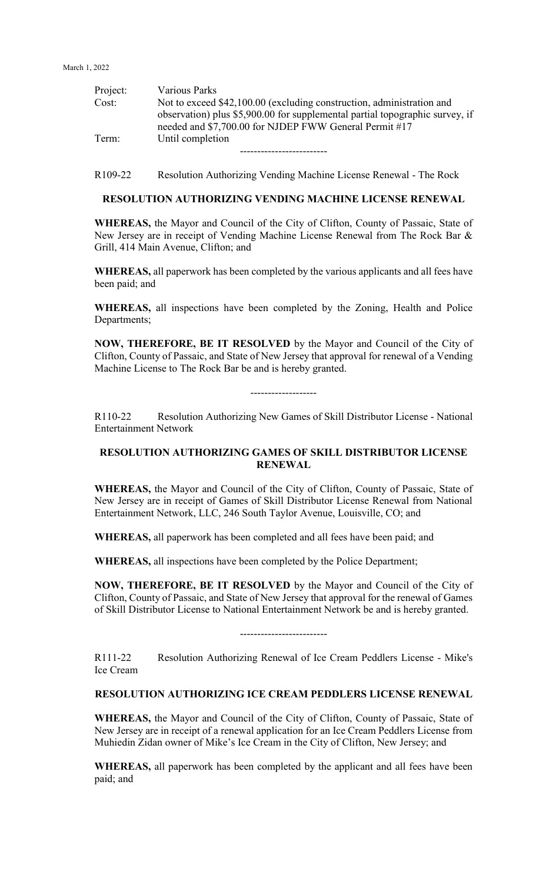| | |
|---|---|
| Project: | Various Parks |
| Cost: | Not to exceed $42,100.00 (excluding construction, administration and observation) plus $5,900.00 for supplemental partial topographic survey, if needed and $7,700.00 for NJDEP FWW General Permit #17 |
| Term: | Until completion |

-------------------------

R109-22 Resolution Authorizing Vending Machine License Renewal - The Rock

**RESOLUTION AUTHORIZING VENDING MACHINE LICENSE RENEWAL**

**WHEREAS,** the Mayor and Council of the City of Clifton, County of Passaic, State of New Jersey are in receipt of Vending Machine License Renewal from The Rock Bar & Grill, 414 Main Avenue, Clifton; and

**WHEREAS,** all paperwork has been completed by the various applicants and all fees have been paid; and

**WHEREAS,** all inspections have been completed by the Zoning, Health and Police Departments;

**NOW, THEREFORE, BE IT RESOLVED** by the Mayor and Council of the City of Clifton, County of Passaic, and State of New Jersey that approval for renewal of a Vending Machine License to The Rock Bar be and is hereby granted.

-------------------

R110-22 Resolution Authorizing New Games of Skill Distributor License - National Entertainment Network

**RESOLUTION AUTHORIZING GAMES OF SKILL DISTRIBUTOR LICENSE RENEWAL**

**WHEREAS,** the Mayor and Council of the City of Clifton, County of Passaic, State of New Jersey are in receipt of Games of Skill Distributor License Renewal from National Entertainment Network, LLC, 246 South Taylor Avenue, Louisville, CO; and

**WHEREAS,** all paperwork has been completed and all fees have been paid; and

**WHEREAS,** all inspections have been completed by the Police Department;

**NOW, THEREFORE, BE IT RESOLVED** by the Mayor and Council of the City of Clifton, County of Passaic, and State of New Jersey that approval for the renewal of Games of Skill Distributor License to National Entertainment Network be and is hereby granted.

-------------------------

R111-22 Resolution Authorizing Renewal of Ice Cream Peddlers License - Mike's Ice Cream

**RESOLUTION AUTHORIZING ICE CREAM PEDDLERS LICENSE RENEWAL**

**WHEREAS,** the Mayor and Council of the City of Clifton, County of Passaic, State of New Jersey are in receipt of a renewal application for an Ice Cream Peddlers License from Muhiedin Zidan owner of Mike's Ice Cream in the City of Clifton, New Jersey; and

**WHEREAS,** all paperwork has been completed by the applicant and all fees have been paid; and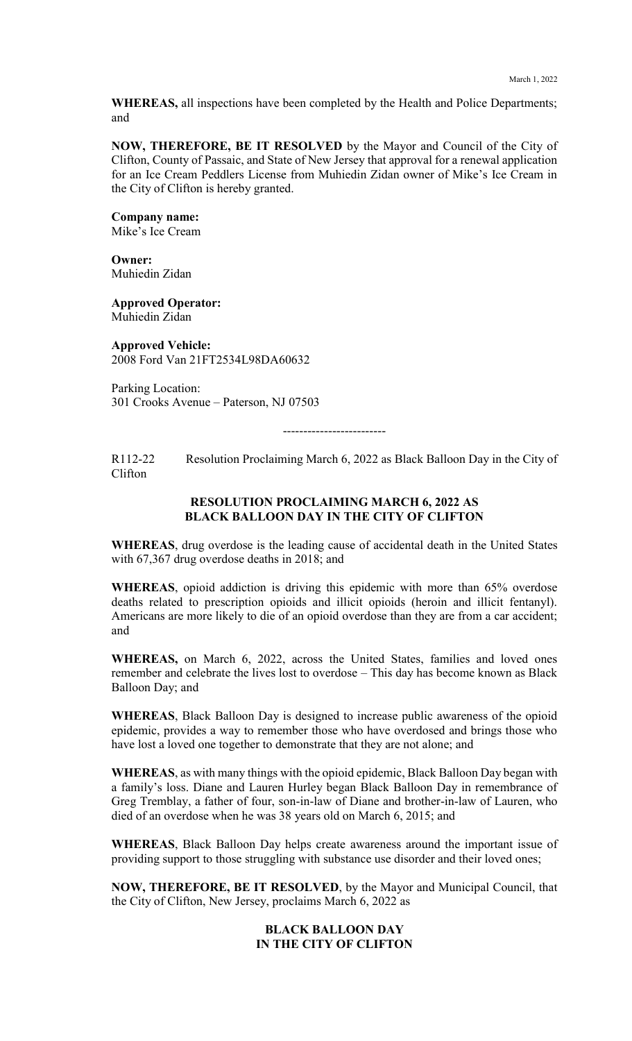**WHEREAS,** all inspections have been completed by the Health and Police Departments; and

**NOW, THEREFORE, BE IT RESOLVED** by the Mayor and Council of the City of Clifton, County of Passaic, and State of New Jersey that approval for a renewal application for an Ice Cream Peddlers License from Muhiedin Zidan owner of Mike's Ice Cream in the City of Clifton is hereby granted.

**Company name:**
Mike's Ice Cream

**Owner:**
Muhiedin Zidan

**Approved Operator:**
Muhiedin Zidan

**Approved Vehicle:**
2008 Ford Van 21FT2534L98DA60632

Parking Location:
301 Crooks Avenue – Paterson, NJ 07503

-------------------------

R112-22 Resolution Proclaiming March 6, 2022 as Black Balloon Day in the City of Clifton

**RESOLUTION PROCLAIMING MARCH 6, 2022 AS BLACK BALLOON DAY IN THE CITY OF CLIFTON**

**WHEREAS**, drug overdose is the leading cause of accidental death in the United States with 67,367 drug overdose deaths in 2018; and

**WHEREAS**, opioid addiction is driving this epidemic with more than 65% overdose deaths related to prescription opioids and illicit opioids (heroin and illicit fentanyl). Americans are more likely to die of an opioid overdose than they are from a car accident; and

**WHEREAS,** on March 6, 2022, across the United States, families and loved ones remember and celebrate the lives lost to overdose – This day has become known as Black Balloon Day; and

**WHEREAS**, Black Balloon Day is designed to increase public awareness of the opioid epidemic, provides a way to remember those who have overdosed and brings those who have lost a loved one together to demonstrate that they are not alone; and

**WHEREAS**, as with many things with the opioid epidemic, Black Balloon Day began with a family's loss. Diane and Lauren Hurley began Black Balloon Day in remembrance of Greg Tremblay, a father of four, son-in-law of Diane and brother-in-law of Lauren, who died of an overdose when he was 38 years old on March 6, 2015; and

**WHEREAS**, Black Balloon Day helps create awareness around the important issue of providing support to those struggling with substance use disorder and their loved ones;

**NOW, THEREFORE, BE IT RESOLVED**, by the Mayor and Municipal Council, that the City of Clifton, New Jersey, proclaims March 6, 2022 as

**BLACK BALLOON DAY IN THE CITY OF CLIFTON**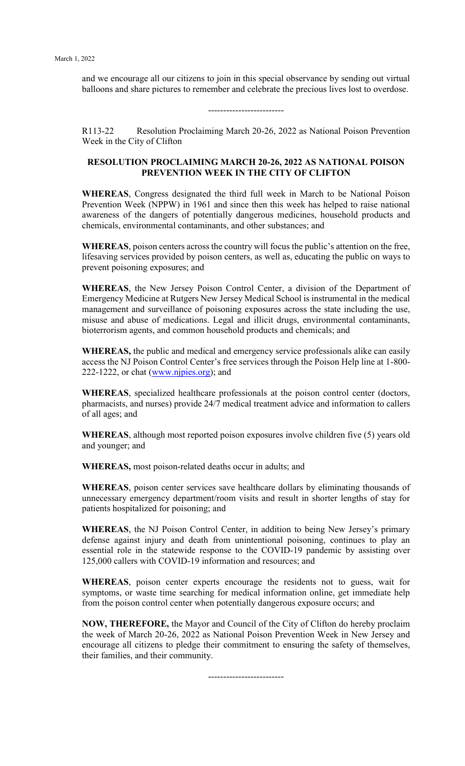and we encourage all our citizens to join in this special observance by sending out virtual balloons and share pictures to remember and celebrate the precious lives lost to overdose.

-------------------------

R113-22 Resolution Proclaiming March 20-26, 2022 as National Poison Prevention Week in the City of Clifton

**RESOLUTION PROCLAIMING MARCH 20-26, 2022 AS NATIONAL POISON PREVENTION WEEK IN THE CITY OF CLIFTON**

**WHEREAS**, Congress designated the third full week in March to be National Poison Prevention Week (NPPW) in 1961 and since then this week has helped to raise national awareness of the dangers of potentially dangerous medicines, household products and chemicals, environmental contaminants, and other substances; and

**WHEREAS**, poison centers across the country will focus the public's attention on the free, lifesaving services provided by poison centers, as well as, educating the public on ways to prevent poisoning exposures; and

**WHEREAS**, the New Jersey Poison Control Center, a division of the Department of Emergency Medicine at Rutgers New Jersey Medical School is instrumental in the medical management and surveillance of poisoning exposures across the state including the use, misuse and abuse of medications. Legal and illicit drugs, environmental contaminants, bioterrorism agents, and common household products and chemicals; and

**WHEREAS,** the public and medical and emergency service professionals alike can easily access the NJ Poison Control Center's free services through the Poison Help line at 1-800-222-1222, or chat (www.njpies.org); and

**WHEREAS**, specialized healthcare professionals at the poison control center (doctors, pharmacists, and nurses) provide 24/7 medical treatment advice and information to callers of all ages; and

**WHEREAS**, although most reported poison exposures involve children five (5) years old and younger; and

**WHEREAS,** most poison-related deaths occur in adults; and

**WHEREAS**, poison center services save healthcare dollars by eliminating thousands of unnecessary emergency department/room visits and result in shorter lengths of stay for patients hospitalized for poisoning; and

**WHEREAS**, the NJ Poison Control Center, in addition to being New Jersey's primary defense against injury and death from unintentional poisoning, continues to play an essential role in the statewide response to the COVID-19 pandemic by assisting over 125,000 callers with COVID-19 information and resources; and

**WHEREAS**, poison center experts encourage the residents not to guess, wait for symptoms, or waste time searching for medical information online, get immediate help from the poison control center when potentially dangerous exposure occurs; and

**NOW, THEREFORE,** the Mayor and Council of the City of Clifton do hereby proclaim the week of March 20-26, 2022 as National Poison Prevention Week in New Jersey and encourage all citizens to pledge their commitment to ensuring the safety of themselves, their families, and their community.

-------------------------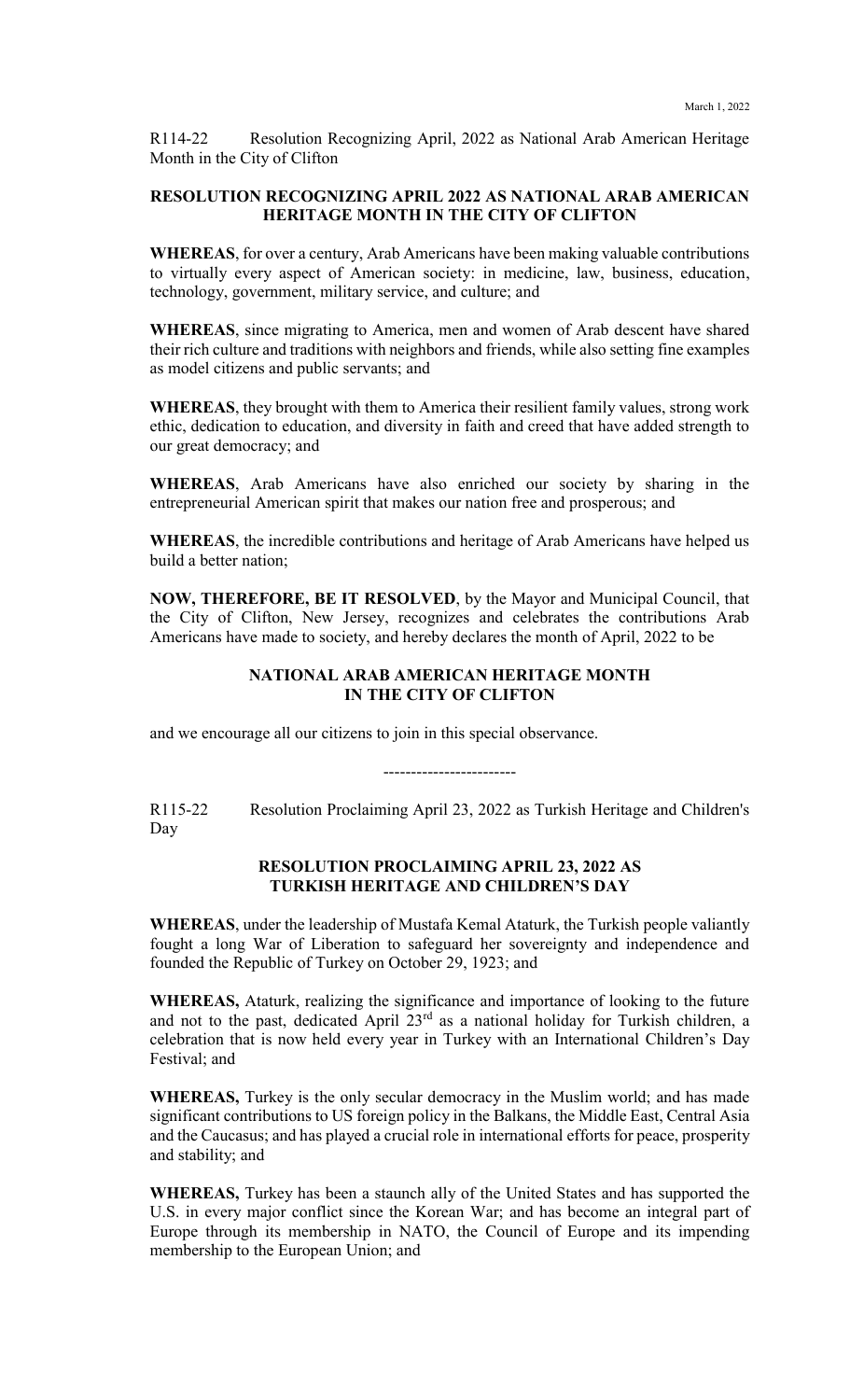R114-22 Resolution Recognizing April, 2022 as National Arab American Heritage Month in the City of Clifton

**RESOLUTION RECOGNIZING APRIL 2022 AS NATIONAL ARAB AMERICAN HERITAGE MONTH IN THE CITY OF CLIFTON**

**WHEREAS**, for over a century, Arab Americans have been making valuable contributions to virtually every aspect of American society: in medicine, law, business, education, technology, government, military service, and culture; and

**WHEREAS**, since migrating to America, men and women of Arab descent have shared their rich culture and traditions with neighbors and friends, while also setting fine examples as model citizens and public servants; and

**WHEREAS**, they brought with them to America their resilient family values, strong work ethic, dedication to education, and diversity in faith and creed that have added strength to our great democracy; and

**WHEREAS**, Arab Americans have also enriched our society by sharing in the entrepreneurial American spirit that makes our nation free and prosperous; and

**WHEREAS**, the incredible contributions and heritage of Arab Americans have helped us build a better nation;

**NOW, THEREFORE, BE IT RESOLVED**, by the Mayor and Municipal Council, that the City of Clifton, New Jersey, recognizes and celebrates the contributions Arab Americans have made to society, and hereby declares the month of April, 2022 to be

**NATIONAL ARAB AMERICAN HERITAGE MONTH IN THE CITY OF CLIFTON**

and we encourage all our citizens to join in this special observance.

------------------------

R115-22 Resolution Proclaiming April 23, 2022 as Turkish Heritage and Children's Day

**RESOLUTION PROCLAIMING APRIL 23, 2022 AS TURKISH HERITAGE AND CHILDREN'S DAY**

**WHEREAS**, under the leadership of Mustafa Kemal Ataturk, the Turkish people valiantly fought a long War of Liberation to safeguard her sovereignty and independence and founded the Republic of Turkey on October 29, 1923; and

**WHEREAS,** Ataturk, realizing the significance and importance of looking to the future and not to the past, dedicated April 23rd as a national holiday for Turkish children, a celebration that is now held every year in Turkey with an International Children's Day Festival; and

**WHEREAS,** Turkey is the only secular democracy in the Muslim world; and has made significant contributions to US foreign policy in the Balkans, the Middle East, Central Asia and the Caucasus; and has played a crucial role in international efforts for peace, prosperity and stability; and

**WHEREAS,** Turkey has been a staunch ally of the United States and has supported the U.S. in every major conflict since the Korean War; and has become an integral part of Europe through its membership in NATO, the Council of Europe and its impending membership to the European Union; and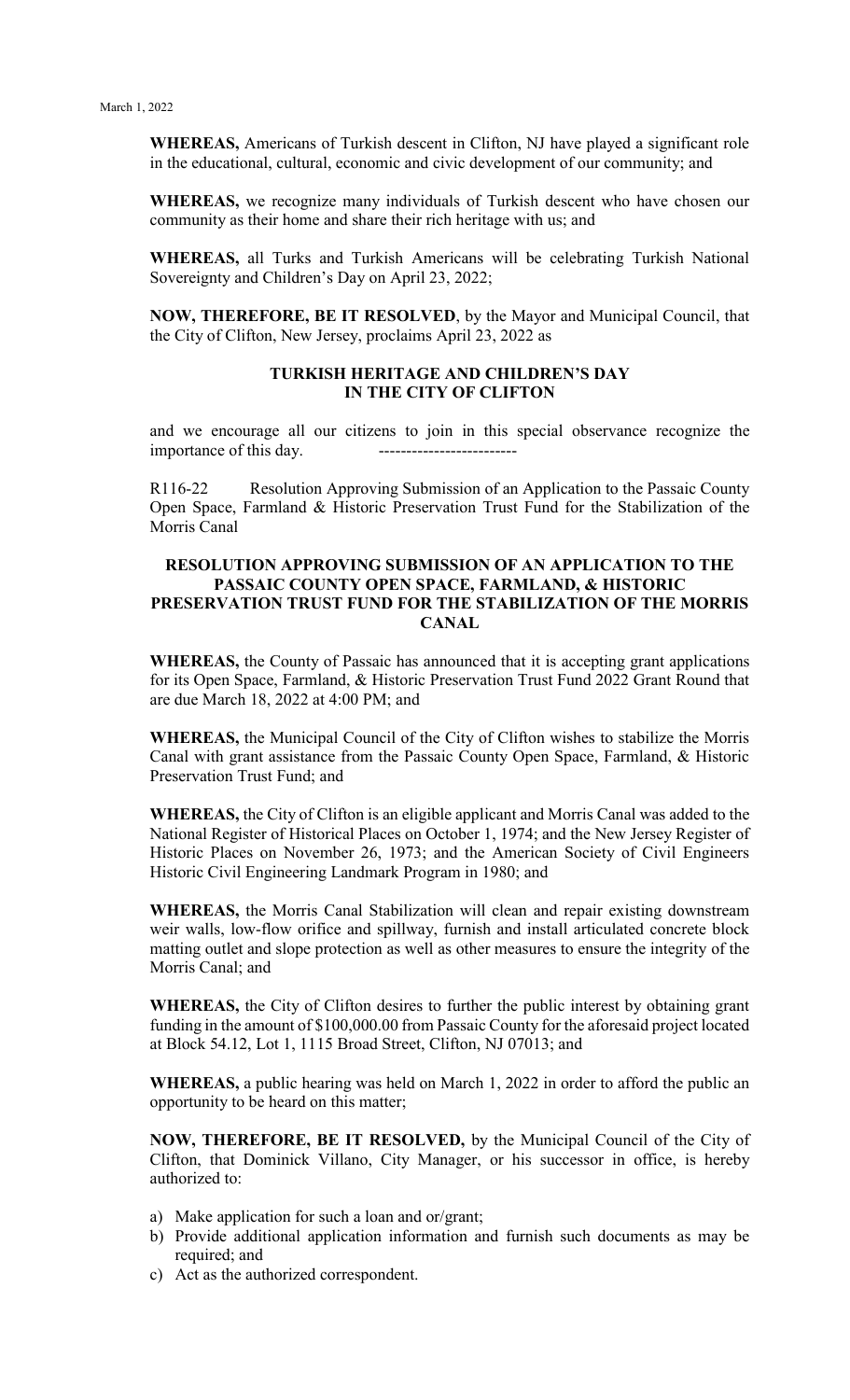**WHEREAS,** Americans of Turkish descent in Clifton, NJ have played a significant role in the educational, cultural, economic and civic development of our community; and

**WHEREAS,** we recognize many individuals of Turkish descent who have chosen our community as their home and share their rich heritage with us; and

**WHEREAS,** all Turks and Turkish Americans will be celebrating Turkish National Sovereignty and Children's Day on April 23, 2022;

**NOW, THEREFORE, BE IT RESOLVED**, by the Mayor and Municipal Council, that the City of Clifton, New Jersey, proclaims April 23, 2022 as

**TURKISH HERITAGE AND CHILDREN'S DAY IN THE CITY OF CLIFTON**

and we encourage all our citizens to join in this special observance recognize the importance of this day. -------------------------

R116-22 Resolution Approving Submission of an Application to the Passaic County Open Space, Farmland & Historic Preservation Trust Fund for the Stabilization of the Morris Canal

**RESOLUTION APPROVING SUBMISSION OF AN APPLICATION TO THE PASSAIC COUNTY OPEN SPACE, FARMLAND, & HISTORIC PRESERVATION TRUST FUND FOR THE STABILIZATION OF THE MORRIS CANAL**

**WHEREAS,** the County of Passaic has announced that it is accepting grant applications for its Open Space, Farmland, & Historic Preservation Trust Fund 2022 Grant Round that are due March 18, 2022 at 4:00 PM; and

**WHEREAS,** the Municipal Council of the City of Clifton wishes to stabilize the Morris Canal with grant assistance from the Passaic County Open Space, Farmland, & Historic Preservation Trust Fund; and

**WHEREAS,** the City of Clifton is an eligible applicant and Morris Canal was added to the National Register of Historical Places on October 1, 1974; and the New Jersey Register of Historic Places on November 26, 1973; and the American Society of Civil Engineers Historic Civil Engineering Landmark Program in 1980; and

**WHEREAS,** the Morris Canal Stabilization will clean and repair existing downstream weir walls, low-flow orifice and spillway, furnish and install articulated concrete block matting outlet and slope protection as well as other measures to ensure the integrity of the Morris Canal; and

**WHEREAS,** the City of Clifton desires to further the public interest by obtaining grant funding in the amount of $100,000.00 from Passaic County for the aforesaid project located at Block 54.12, Lot 1, 1115 Broad Street, Clifton, NJ 07013; and

**WHEREAS,** a public hearing was held on March 1, 2022 in order to afford the public an opportunity to be heard on this matter;

**NOW, THEREFORE, BE IT RESOLVED,** by the Municipal Council of the City of Clifton, that Dominick Villano, City Manager, or his successor in office, is hereby authorized to:

a) Make application for such a loan and or/grant;
b) Provide additional application information and furnish such documents as may be required; and
c) Act as the authorized correspondent.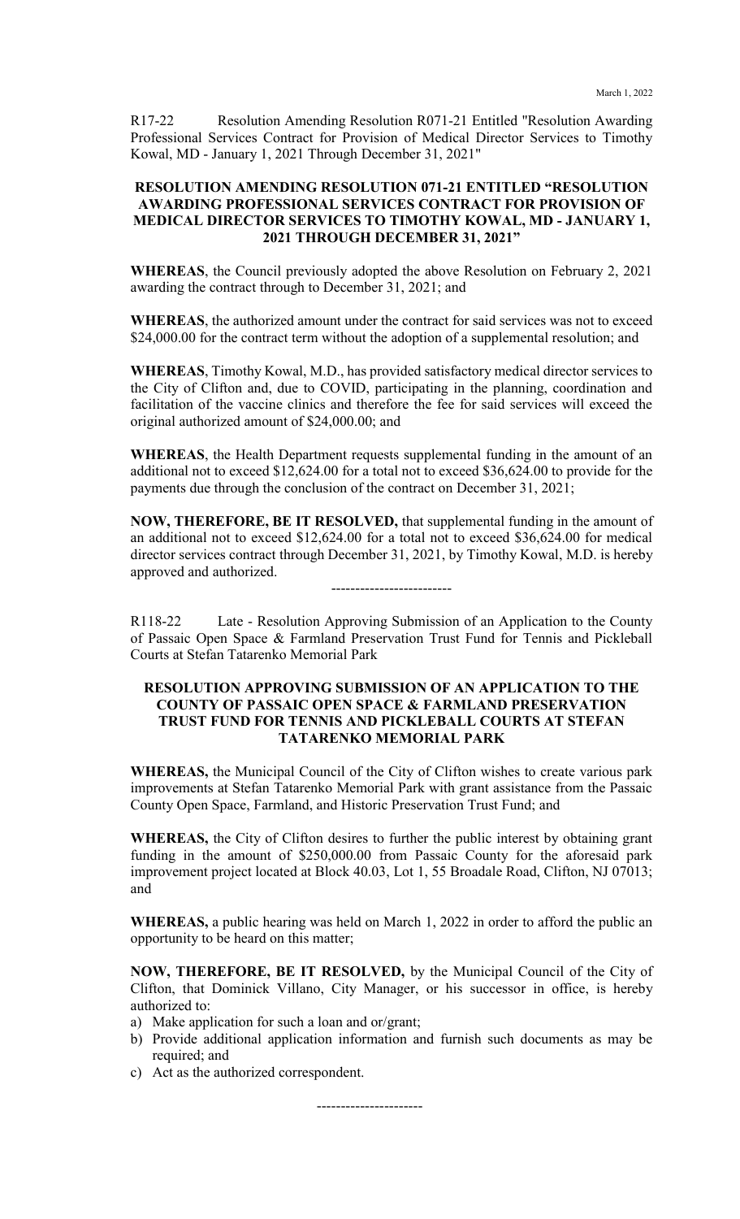R17-22 Resolution Amending Resolution R071-21 Entitled "Resolution Awarding Professional Services Contract for Provision of Medical Director Services to Timothy Kowal, MD - January 1, 2021 Through December 31, 2021"

**RESOLUTION AMENDING RESOLUTION 071-21 ENTITLED "RESOLUTION AWARDING PROFESSIONAL SERVICES CONTRACT FOR PROVISION OF MEDICAL DIRECTOR SERVICES TO TIMOTHY KOWAL, MD - JANUARY 1, 2021 THROUGH DECEMBER 31, 2021"**

**WHEREAS**, the Council previously adopted the above Resolution on February 2, 2021 awarding the contract through to December 31, 2021; and

**WHEREAS**, the authorized amount under the contract for said services was not to exceed $24,000.00 for the contract term without the adoption of a supplemental resolution; and

**WHEREAS**, Timothy Kowal, M.D., has provided satisfactory medical director services to the City of Clifton and, due to COVID, participating in the planning, coordination and facilitation of the vaccine clinics and therefore the fee for said services will exceed the original authorized amount of $24,000.00; and

**WHEREAS**, the Health Department requests supplemental funding in the amount of an additional not to exceed $12,624.00 for a total not to exceed $36,624.00 to provide for the payments due through the conclusion of the contract on December 31, 2021;

**NOW, THEREFORE, BE IT RESOLVED,** that supplemental funding in the amount of an additional not to exceed $12,624.00 for a total not to exceed $36,624.00 for medical director services contract through December 31, 2021, by Timothy Kowal, M.D. is hereby approved and authorized.

-------------------------

R118-22 Late - Resolution Approving Submission of an Application to the County of Passaic Open Space & Farmland Preservation Trust Fund for Tennis and Pickleball Courts at Stefan Tatarenko Memorial Park

**RESOLUTION APPROVING SUBMISSION OF AN APPLICATION TO THE COUNTY OF PASSAIC OPEN SPACE & FARMLAND PRESERVATION TRUST FUND FOR TENNIS AND PICKLEBALL COURTS AT STEFAN TATARENKO MEMORIAL PARK**

**WHEREAS,** the Municipal Council of the City of Clifton wishes to create various park improvements at Stefan Tatarenko Memorial Park with grant assistance from the Passaic County Open Space, Farmland, and Historic Preservation Trust Fund; and

**WHEREAS,** the City of Clifton desires to further the public interest by obtaining grant funding in the amount of $250,000.00 from Passaic County for the aforesaid park improvement project located at Block 40.03, Lot 1, 55 Broadale Road, Clifton, NJ 07013; and

**WHEREAS,** a public hearing was held on March 1, 2022 in order to afford the public an opportunity to be heard on this matter;

**NOW, THEREFORE, BE IT RESOLVED,** by the Municipal Council of the City of Clifton, that Dominick Villano, City Manager, or his successor in office, is hereby authorized to:

a) Make application for such a loan and or/grant;
b) Provide additional application information and furnish such documents as may be required; and
c) Act as the authorized correspondent.

----------------------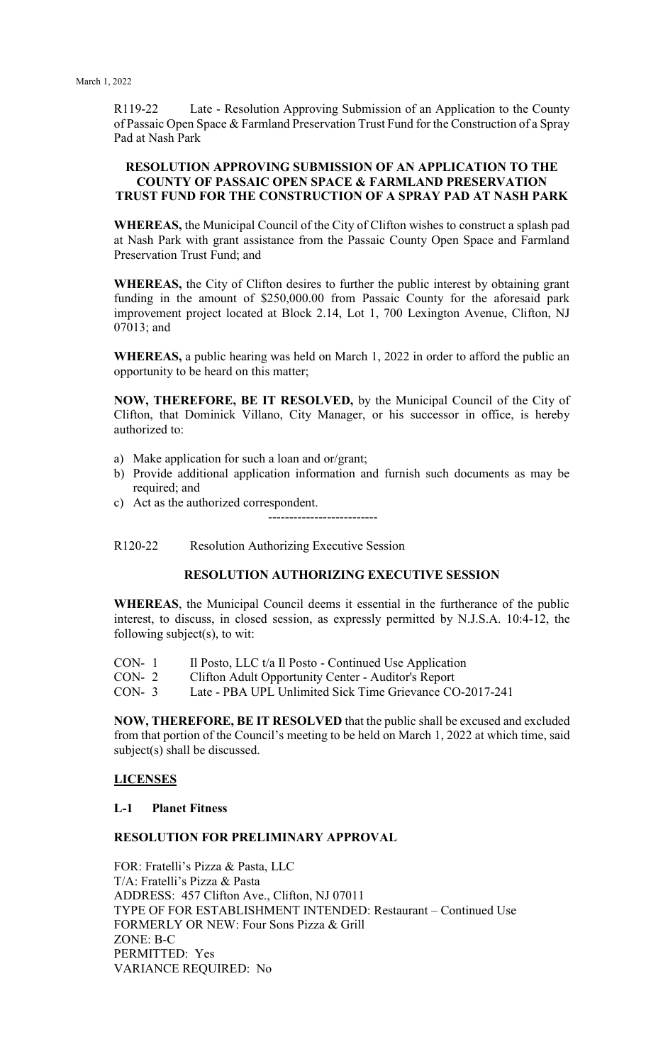R119-22 Late - Resolution Approving Submission of an Application to the County of Passaic Open Space & Farmland Preservation Trust Fund for the Construction of a Spray Pad at Nash Park

**RESOLUTION APPROVING SUBMISSION OF AN APPLICATION TO THE COUNTY OF PASSAIC OPEN SPACE & FARMLAND PRESERVATION TRUST FUND FOR THE CONSTRUCTION OF A SPRAY PAD AT NASH PARK**

**WHEREAS,** the Municipal Council of the City of Clifton wishes to construct a splash pad at Nash Park with grant assistance from the Passaic County Open Space and Farmland Preservation Trust Fund; and

**WHEREAS,** the City of Clifton desires to further the public interest by obtaining grant funding in the amount of $250,000.00 from Passaic County for the aforesaid park improvement project located at Block 2.14, Lot 1, 700 Lexington Avenue, Clifton, NJ 07013; and

**WHEREAS,** a public hearing was held on March 1, 2022 in order to afford the public an opportunity to be heard on this matter;

**NOW, THEREFORE, BE IT RESOLVED,** by the Municipal Council of the City of Clifton, that Dominick Villano, City Manager, or his successor in office, is hereby authorized to:

a) Make application for such a loan and or/grant;
b) Provide additional application information and furnish such documents as may be required; and
c) Act as the authorized correspondent.

--------------------------

R120-22 Resolution Authorizing Executive Session

**RESOLUTION AUTHORIZING EXECUTIVE SESSION**

**WHEREAS**, the Municipal Council deems it essential in the furtherance of the public interest, to discuss, in closed session, as expressly permitted by N.J.S.A. 10:4-12, the following subject(s), to wit:

CON- 1 Il Posto, LLC t/a Il Posto - Continued Use Application
CON- 2 Clifton Adult Opportunity Center - Auditor's Report
CON- 3 Late - PBA UPL Unlimited Sick Time Grievance CO-2017-241

**NOW, THEREFORE, BE IT RESOLVED** that the public shall be excused and excluded from that portion of the Council's meeting to be held on March 1, 2022 at which time, said subject(s) shall be discussed.

**LICENSES**

**L-1 Planet Fitness**

**RESOLUTION FOR PRELIMINARY APPROVAL**

FOR: Fratelli's Pizza & Pasta, LLC
T/A: Fratelli's Pizza & Pasta
ADDRESS: 457 Clifton Ave., Clifton, NJ 07011
TYPE OF FOR ESTABLISHMENT INTENDED: Restaurant – Continued Use
FORMERLY OR NEW: Four Sons Pizza & Grill
ZONE: B-C
PERMITTED: Yes
VARIANCE REQUIRED: No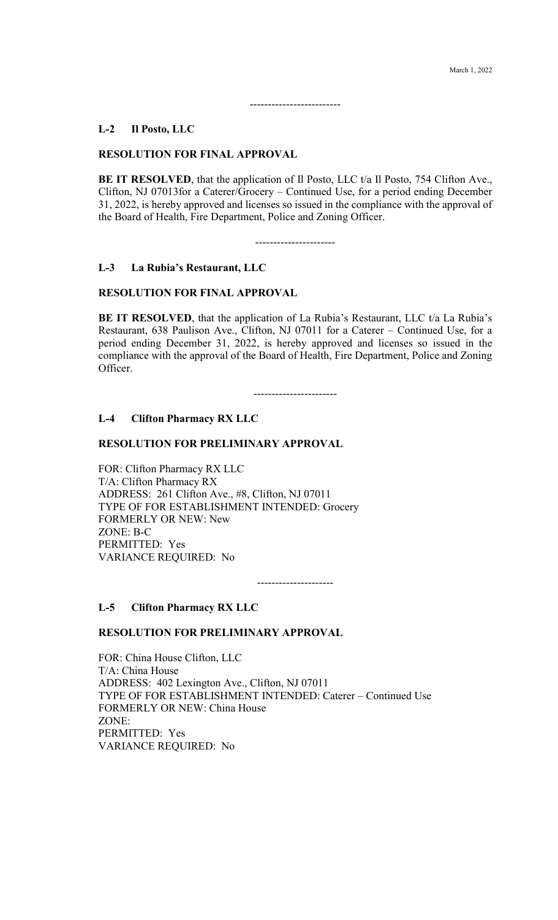-------------------------

**L-2 Il Posto, LLC**

**RESOLUTION FOR FINAL APPROVAL**

**BE IT RESOLVED**, that the application of Il Posto, LLC t/a Il Posto, 754 Clifton Ave., Clifton, NJ 07013for a Caterer/Grocery – Continued Use, for a period ending December 31, 2022, is hereby approved and licenses so issued in the compliance with the approval of the Board of Health, Fire Department, Police and Zoning Officer.

----------------------

**L-3 La Rubia's Restaurant, LLC**

**RESOLUTION FOR FINAL APPROVAL**

**BE IT RESOLVED**, that the application of La Rubia's Restaurant, LLC t/a La Rubia's Restaurant, 638 Paulison Ave., Clifton, NJ 07011 for a Caterer – Continued Use, for a period ending December 31, 2022, is hereby approved and licenses so issued in the compliance with the approval of the Board of Health, Fire Department, Police and Zoning Officer.

-----------------------

**L-4 Clifton Pharmacy RX LLC**

**RESOLUTION FOR PRELIMINARY APPROVAL**

FOR: Clifton Pharmacy RX LLC
T/A: Clifton Pharmacy RX
ADDRESS: 261 Clifton Ave., #8, Clifton, NJ 07011
TYPE OF FOR ESTABLISHMENT INTENDED: Grocery
FORMERLY OR NEW: New
ZONE: B-C
PERMITTED: Yes
VARIANCE REQUIRED: No

---------------------

**L-5 Clifton Pharmacy RX LLC**

**RESOLUTION FOR PRELIMINARY APPROVAL**

FOR: China House Clifton, LLC
T/A: China House
ADDRESS: 402 Lexington Ave., Clifton, NJ 07011
TYPE OF FOR ESTABLISHMENT INTENDED: Caterer – Continued Use
FORMERLY OR NEW: China House
ZONE:
PERMITTED: Yes
VARIANCE REQUIRED: No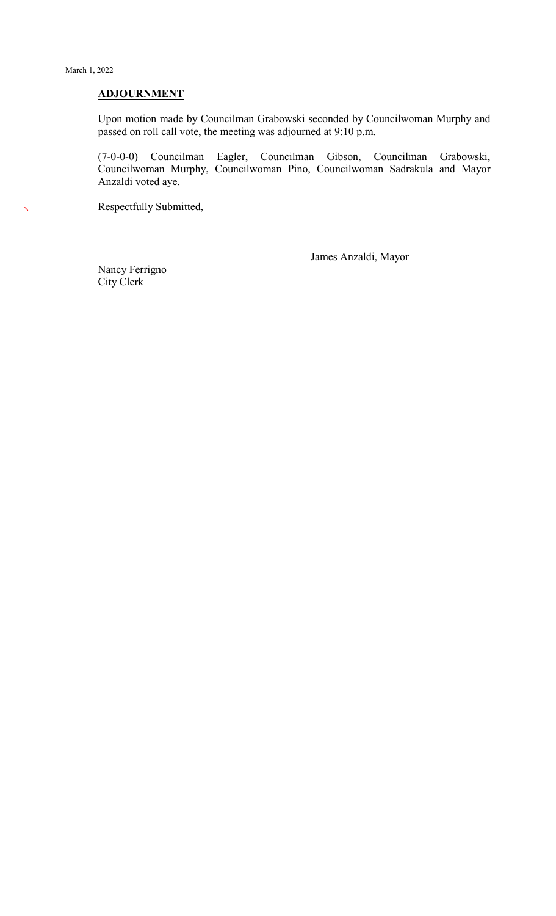## ADJOURNMENT

Upon motion made by Councilman Grabowski seconded by Councilwoman Murphy and passed on roll call vote, the meeting was adjourned at 9:10 p.m.

(7-0-0-0) Councilman Eagler, Councilman Gibson, Councilman Grabowski, Councilwoman Murphy, Councilwoman Pino, Councilwoman Sadrakula and Mayor Anzaldi voted aye.

Respectfully Submitted,

\_\_\_\_\_\_\_\_\_\_\_\_\_\_\_\_\_\_\_\_\_\_\_\_\_\_\_\_\_\_\_\_\_\_
James Anzaldi, Mayor

Nancy Ferrigno
City Clerk